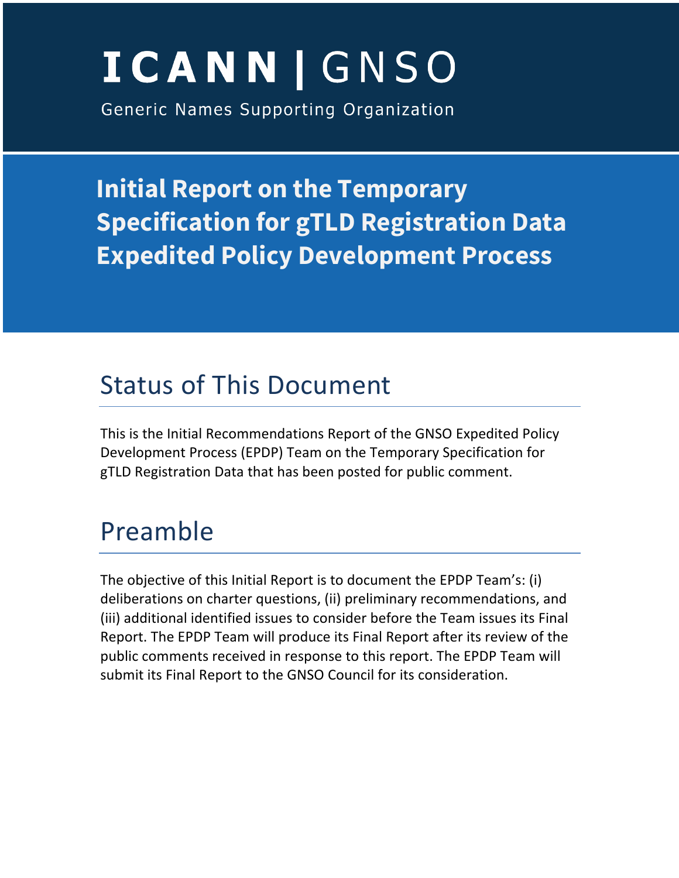# ICANN | GNSO

Generic Names Supporting Organization

# Initial Report on the Temporary Specification for gTLD Registration Data Expedited Policy Development Process

## Status of This Document

This is the Initial Recommendations Report of the GNSO Expedited Policy Development Process (EPDP) Team on the Temporary Specification for gTLD Registration Data that has been posted for public comment.

## Preamble

The objective of this Initial Report is to document the EPDP Team's: (i) deliberations on charter questions, (ii) preliminary recommendations, and (iii) additional identified issues to consider before the Team issues its Final Report. The EPDP Team will produce its Final Report after its review of the public comments received in response to this report. The EPDP Team will submit its Final Report to the GNSO Council for its consideration.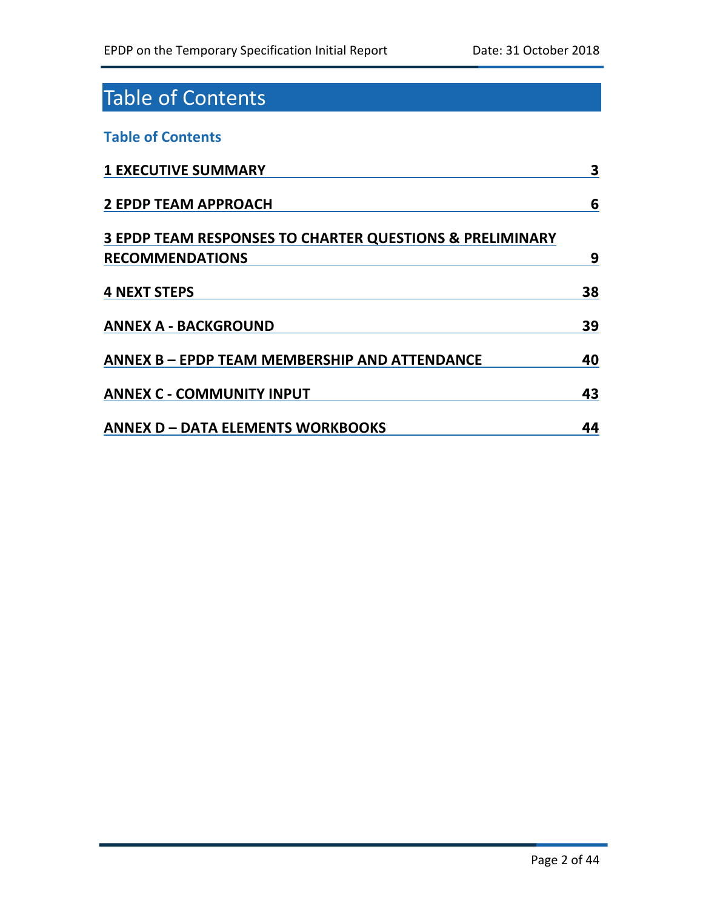# Table of Contents

**Table of Contents**

| | |
|---|---|
| **1 EXECUTIVE SUMMARY** | **3** |
| **2 EPDP TEAM APPROACH** | **6** |
| **3 EPDP TEAM RESPONSES TO CHARTER QUESTIONS & PRELIMINARY RECOMMENDATIONS** | **9** |
| **4 NEXT STEPS** | **38** |
| **ANNEX A - BACKGROUND** | **39** |
| **ANNEX B – EPDP TEAM MEMBERSHIP AND ATTENDANCE** | **40** |
| **ANNEX C - COMMUNITY INPUT** | **43** |
| **ANNEX D – DATA ELEMENTS WORKBOOKS** | **44** |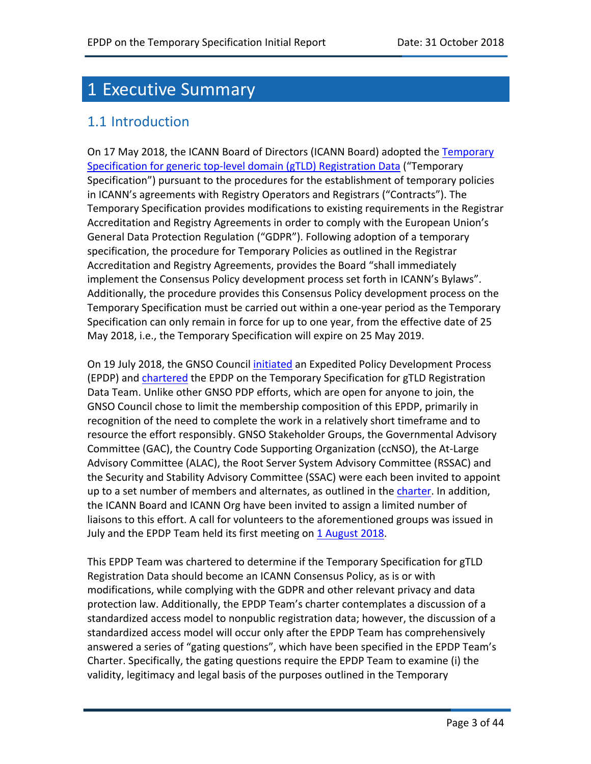# 1 Executive Summary

## 1.1 Introduction

On 17 May 2018, the ICANN Board of Directors (ICANN Board) adopted the Temporary Specification for generic top-level domain (gTLD) Registration Data ("Temporary Specification") pursuant to the procedures for the establishment of temporary policies in ICANN's agreements with Registry Operators and Registrars ("Contracts"). The Temporary Specification provides modifications to existing requirements in the Registrar Accreditation and Registry Agreements in order to comply with the European Union's General Data Protection Regulation ("GDPR"). Following adoption of a temporary specification, the procedure for Temporary Policies as outlined in the Registrar Accreditation and Registry Agreements, provides the Board "shall immediately implement the Consensus Policy development process set forth in ICANN's Bylaws". Additionally, the procedure provides this Consensus Policy development process on the Temporary Specification must be carried out within a one-year period as the Temporary Specification can only remain in force for up to one year, from the effective date of 25 May 2018, i.e., the Temporary Specification will expire on 25 May 2019.

On 19 July 2018, the GNSO Council initiated an Expedited Policy Development Process (EPDP) and chartered the EPDP on the Temporary Specification for gTLD Registration Data Team. Unlike other GNSO PDP efforts, which are open for anyone to join, the GNSO Council chose to limit the membership composition of this EPDP, primarily in recognition of the need to complete the work in a relatively short timeframe and to resource the effort responsibly. GNSO Stakeholder Groups, the Governmental Advisory Committee (GAC), the Country Code Supporting Organization (ccNSO), the At-Large Advisory Committee (ALAC), the Root Server System Advisory Committee (RSSAC) and the Security and Stability Advisory Committee (SSAC) were each been invited to appoint up to a set number of members and alternates, as outlined in the charter. In addition, the ICANN Board and ICANN Org have been invited to assign a limited number of liaisons to this effort. A call for volunteers to the aforementioned groups was issued in July and the EPDP Team held its first meeting on 1 August 2018.

This EPDP Team was chartered to determine if the Temporary Specification for gTLD Registration Data should become an ICANN Consensus Policy, as is or with modifications, while complying with the GDPR and other relevant privacy and data protection law. Additionally, the EPDP Team's charter contemplates a discussion of a standardized access model to nonpublic registration data; however, the discussion of a standardized access model will occur only after the EPDP Team has comprehensively answered a series of "gating questions", which have been specified in the EPDP Team's Charter. Specifically, the gating questions require the EPDP Team to examine (i) the validity, legitimacy and legal basis of the purposes outlined in the Temporary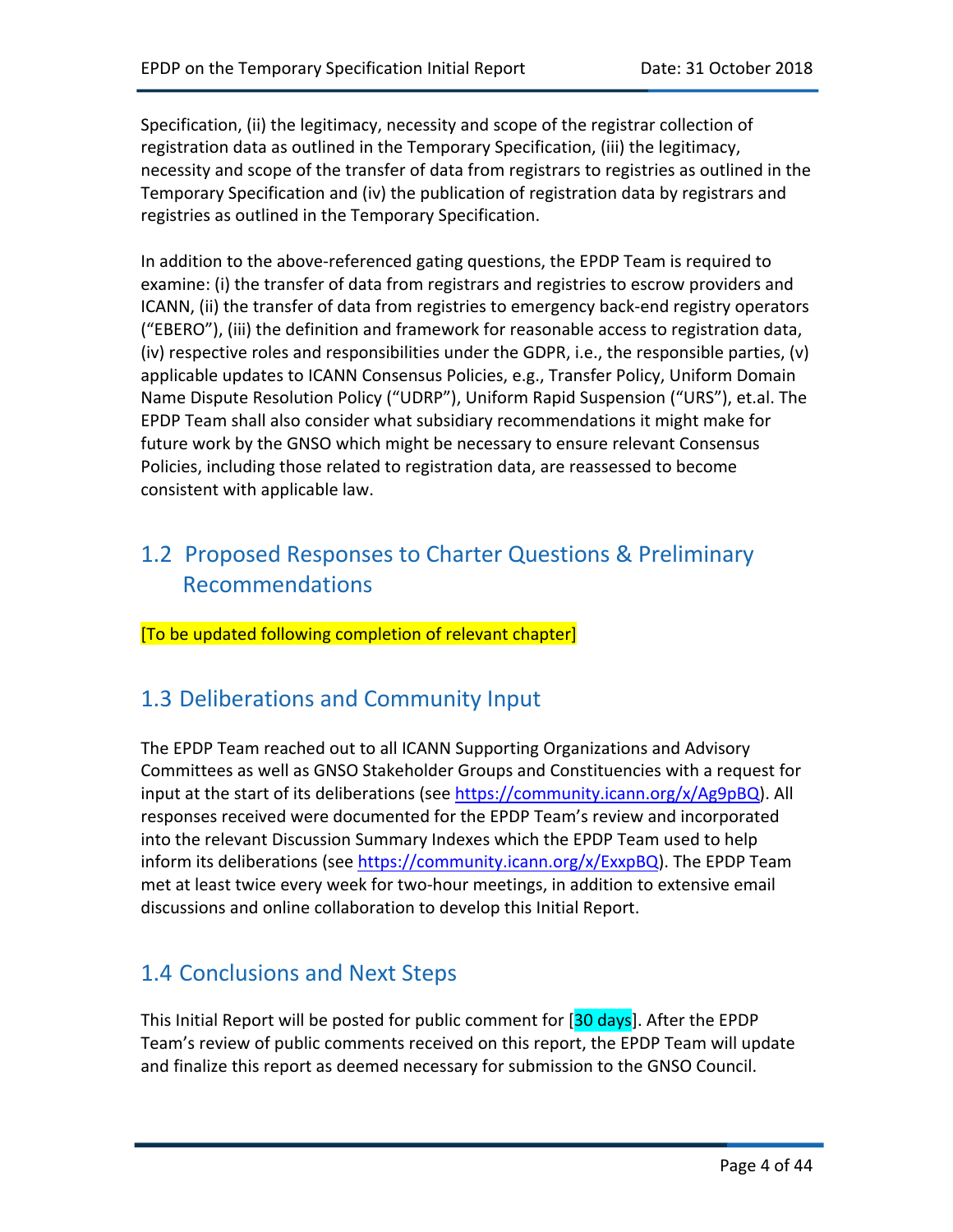Specification, (ii) the legitimacy, necessity and scope of the registrar collection of registration data as outlined in the Temporary Specification, (iii) the legitimacy, necessity and scope of the transfer of data from registrars to registries as outlined in the Temporary Specification and (iv) the publication of registration data by registrars and registries as outlined in the Temporary Specification.

In addition to the above-referenced gating questions, the EPDP Team is required to examine: (i) the transfer of data from registrars and registries to escrow providers and ICANN, (ii) the transfer of data from registries to emergency back-end registry operators ("EBERO"), (iii) the definition and framework for reasonable access to registration data, (iv) respective roles and responsibilities under the GDPR, i.e., the responsible parties, (v) applicable updates to ICANN Consensus Policies, e.g., Transfer Policy, Uniform Domain Name Dispute Resolution Policy ("UDRP"), Uniform Rapid Suspension ("URS"), et.al. The EPDP Team shall also consider what subsidiary recommendations it might make for future work by the GNSO which might be necessary to ensure relevant Consensus Policies, including those related to registration data, are reassessed to become consistent with applicable law.

## 1.2 Proposed Responses to Charter Questions & Preliminary Recommendations

[To be updated following completion of relevant chapter]

## 1.3 Deliberations and Community Input

The EPDP Team reached out to all ICANN Supporting Organizations and Advisory Committees as well as GNSO Stakeholder Groups and Constituencies with a request for input at the start of its deliberations (see https://community.icann.org/x/Ag9pBQ). All responses received were documented for the EPDP Team's review and incorporated into the relevant Discussion Summary Indexes which the EPDP Team used to help inform its deliberations (see https://community.icann.org/x/ExxpBQ). The EPDP Team met at least twice every week for two-hour meetings, in addition to extensive email discussions and online collaboration to develop this Initial Report.

## 1.4 Conclusions and Next Steps

This Initial Report will be posted for public comment for [30 days]. After the EPDP Team's review of public comments received on this report, the EPDP Team will update and finalize this report as deemed necessary for submission to the GNSO Council.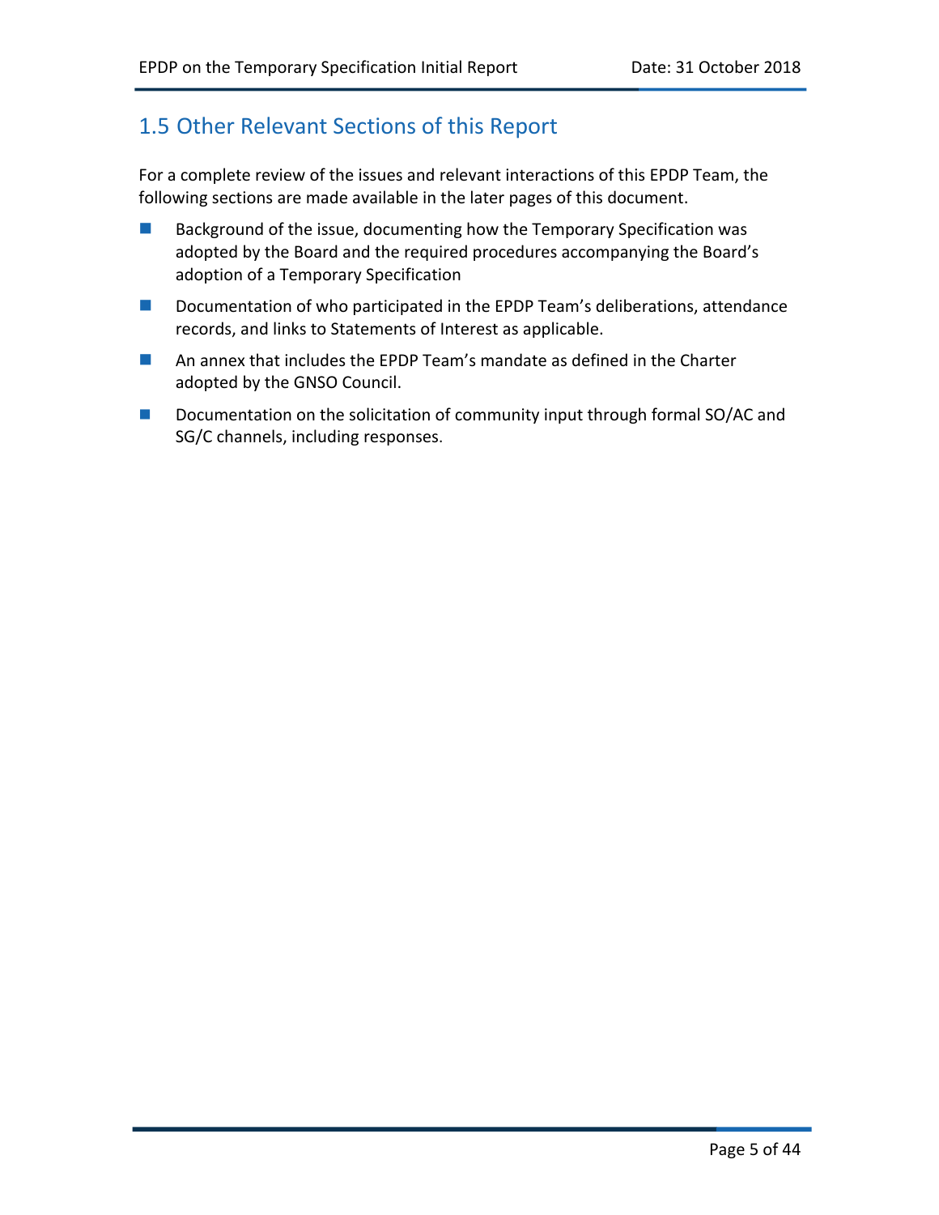## 1.5 Other Relevant Sections of this Report

For a complete review of the issues and relevant interactions of this EPDP Team, the following sections are made available in the later pages of this document.

- Background of the issue, documenting how the Temporary Specification was adopted by the Board and the required procedures accompanying the Board's adoption of a Temporary Specification
- Documentation of who participated in the EPDP Team's deliberations, attendance records, and links to Statements of Interest as applicable.
- An annex that includes the EPDP Team's mandate as defined in the Charter adopted by the GNSO Council.
- Documentation on the solicitation of community input through formal SO/AC and SG/C channels, including responses.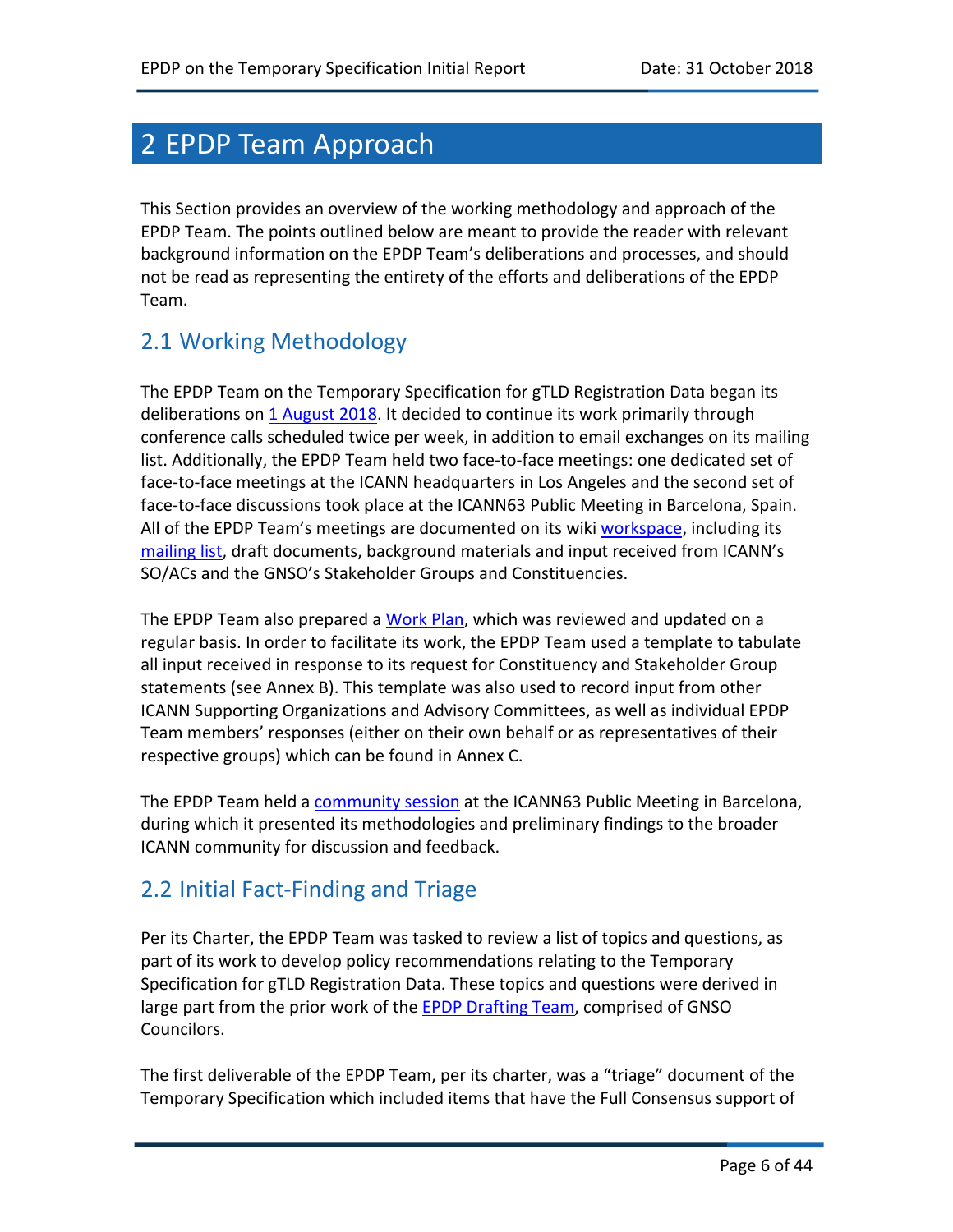# 2 EPDP Team Approach

This Section provides an overview of the working methodology and approach of the EPDP Team. The points outlined below are meant to provide the reader with relevant background information on the EPDP Team's deliberations and processes, and should not be read as representing the entirety of the efforts and deliberations of the EPDP Team.

## 2.1 Working Methodology

The EPDP Team on the Temporary Specification for gTLD Registration Data began its deliberations on 1 August 2018. It decided to continue its work primarily through conference calls scheduled twice per week, in addition to email exchanges on its mailing list. Additionally, the EPDP Team held two face-to-face meetings: one dedicated set of face-to-face meetings at the ICANN headquarters in Los Angeles and the second set of face-to-face discussions took place at the ICANN63 Public Meeting in Barcelona, Spain. All of the EPDP Team's meetings are documented on its wiki workspace, including its mailing list, draft documents, background materials and input received from ICANN's SO/ACs and the GNSO's Stakeholder Groups and Constituencies.

The EPDP Team also prepared a Work Plan, which was reviewed and updated on a regular basis. In order to facilitate its work, the EPDP Team used a template to tabulate all input received in response to its request for Constituency and Stakeholder Group statements (see Annex B). This template was also used to record input from other ICANN Supporting Organizations and Advisory Committees, as well as individual EPDP Team members' responses (either on their own behalf or as representatives of their respective groups) which can be found in Annex C.

The EPDP Team held a community session at the ICANN63 Public Meeting in Barcelona, during which it presented its methodologies and preliminary findings to the broader ICANN community for discussion and feedback.

## 2.2 Initial Fact-Finding and Triage

Per its Charter, the EPDP Team was tasked to review a list of topics and questions, as part of its work to develop policy recommendations relating to the Temporary Specification for gTLD Registration Data. These topics and questions were derived in large part from the prior work of the EPDP Drafting Team, comprised of GNSO Councilors.

The first deliverable of the EPDP Team, per its charter, was a "triage" document of the Temporary Specification which included items that have the Full Consensus support of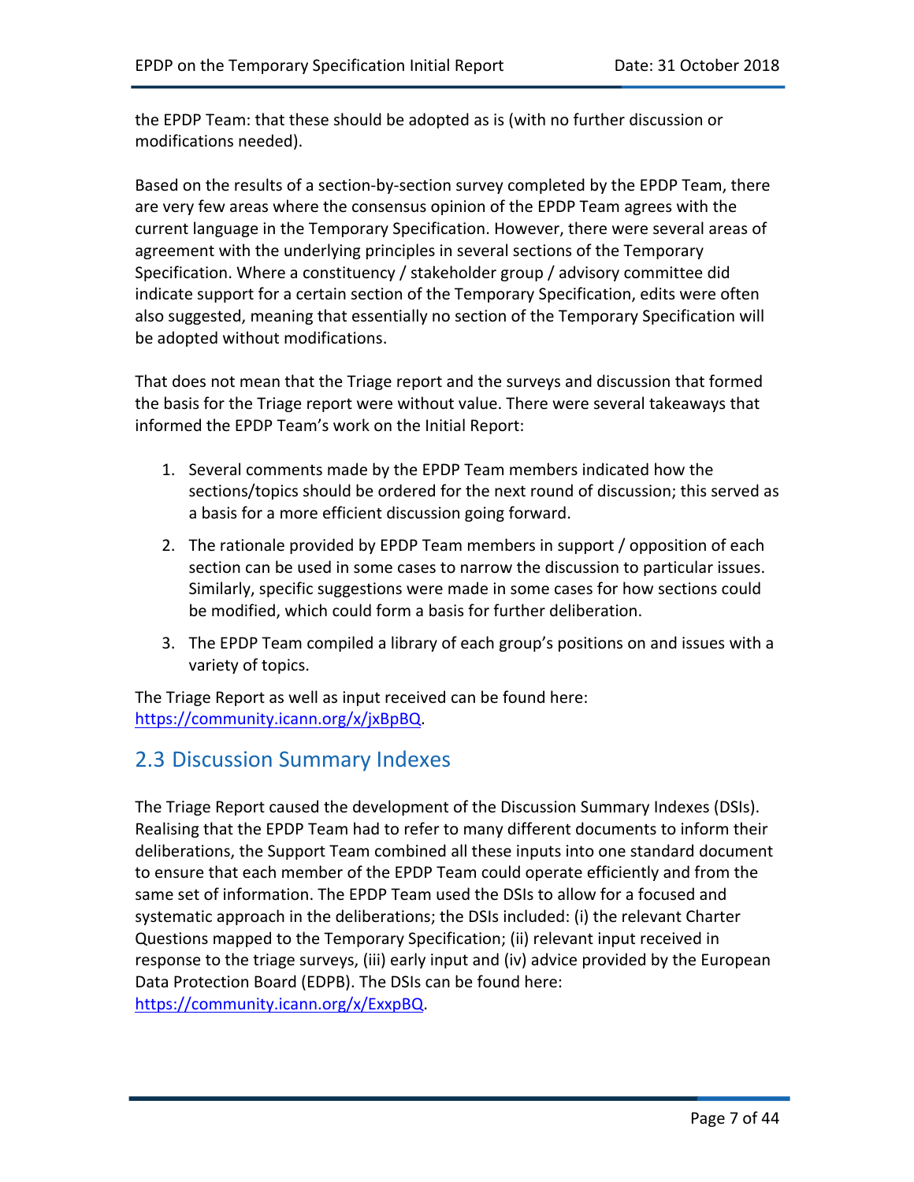the EPDP Team: that these should be adopted as is (with no further discussion or modifications needed).

Based on the results of a section-by-section survey completed by the EPDP Team, there are very few areas where the consensus opinion of the EPDP Team agrees with the current language in the Temporary Specification. However, there were several areas of agreement with the underlying principles in several sections of the Temporary Specification. Where a constituency / stakeholder group / advisory committee did indicate support for a certain section of the Temporary Specification, edits were often also suggested, meaning that essentially no section of the Temporary Specification will be adopted without modifications.

That does not mean that the Triage report and the surveys and discussion that formed the basis for the Triage report were without value. There were several takeaways that informed the EPDP Team's work on the Initial Report:

1. Several comments made by the EPDP Team members indicated how the sections/topics should be ordered for the next round of discussion; this served as a basis for a more efficient discussion going forward.
2. The rationale provided by EPDP Team members in support / opposition of each section can be used in some cases to narrow the discussion to particular issues. Similarly, specific suggestions were made in some cases for how sections could be modified, which could form a basis for further deliberation.
3. The EPDP Team compiled a library of each group's positions on and issues with a variety of topics.

The Triage Report as well as input received can be found here: https://community.icann.org/x/jxBpBQ.

## 2.3 Discussion Summary Indexes

The Triage Report caused the development of the Discussion Summary Indexes (DSIs). Realising that the EPDP Team had to refer to many different documents to inform their deliberations, the Support Team combined all these inputs into one standard document to ensure that each member of the EPDP Team could operate efficiently and from the same set of information. The EPDP Team used the DSIs to allow for a focused and systematic approach in the deliberations; the DSIs included: (i) the relevant Charter Questions mapped to the Temporary Specification; (ii) relevant input received in response to the triage surveys, (iii) early input and (iv) advice provided by the European Data Protection Board (EDPB). The DSIs can be found here: https://community.icann.org/x/ExxpBQ.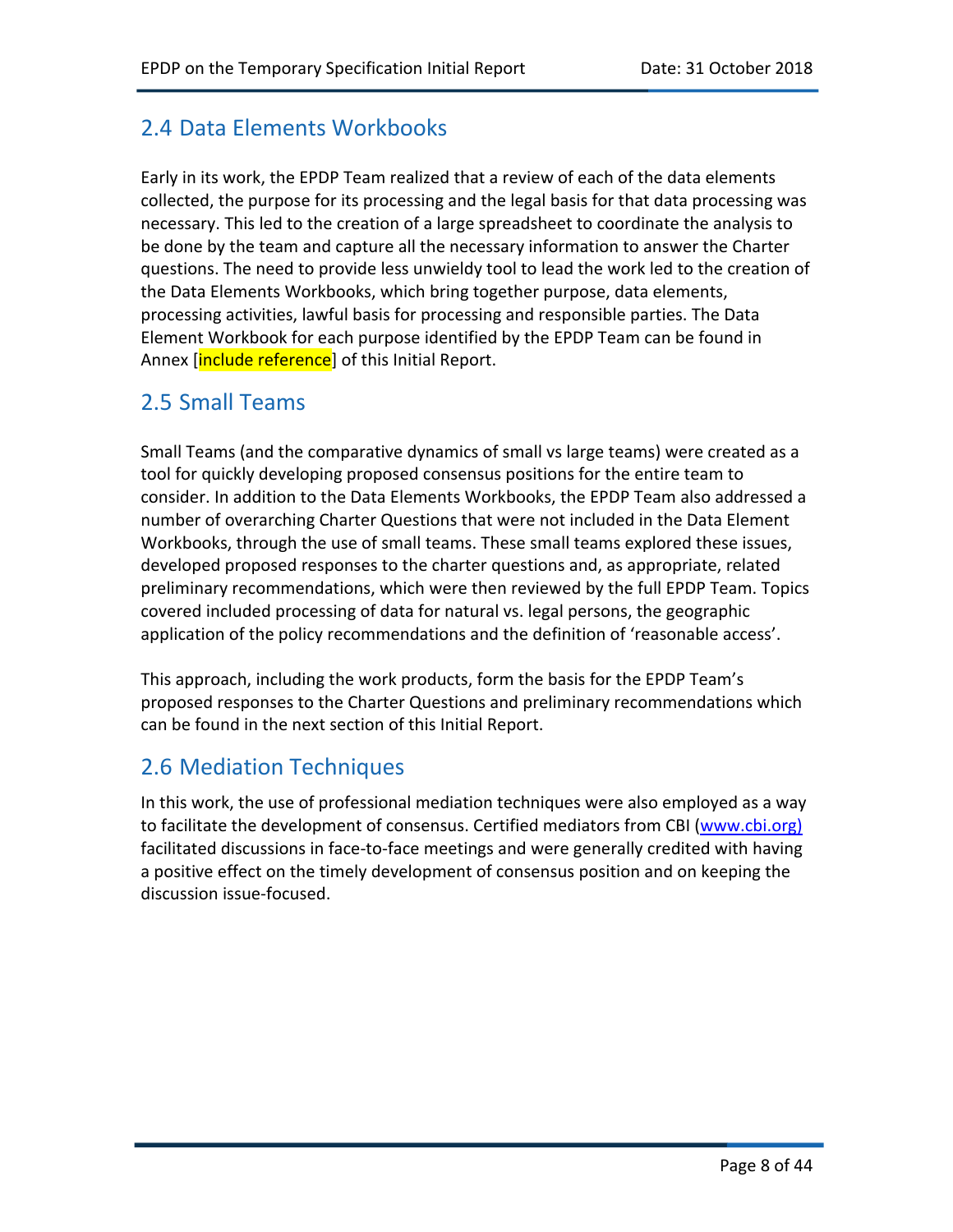## 2.4 Data Elements Workbooks

Early in its work, the EPDP Team realized that a review of each of the data elements collected, the purpose for its processing and the legal basis for that data processing was necessary. This led to the creation of a large spreadsheet to coordinate the analysis to be done by the team and capture all the necessary information to answer the Charter questions. The need to provide less unwieldy tool to lead the work led to the creation of the Data Elements Workbooks, which bring together purpose, data elements, processing activities, lawful basis for processing and responsible parties. The Data Element Workbook for each purpose identified by the EPDP Team can be found in Annex [include reference] of this Initial Report.

## 2.5 Small Teams

Small Teams (and the comparative dynamics of small vs large teams) were created as a tool for quickly developing proposed consensus positions for the entire team to consider. In addition to the Data Elements Workbooks, the EPDP Team also addressed a number of overarching Charter Questions that were not included in the Data Element Workbooks, through the use of small teams. These small teams explored these issues, developed proposed responses to the charter questions and, as appropriate, related preliminary recommendations, which were then reviewed by the full EPDP Team. Topics covered included processing of data for natural vs. legal persons, the geographic application of the policy recommendations and the definition of 'reasonable access'.

This approach, including the work products, form the basis for the EPDP Team's proposed responses to the Charter Questions and preliminary recommendations which can be found in the next section of this Initial Report.

## 2.6 Mediation Techniques

In this work, the use of professional mediation techniques were also employed as a way to facilitate the development of consensus. Certified mediators from CBI (www.cbi.org) facilitated discussions in face-to-face meetings and were generally credited with having a positive effect on the timely development of consensus position and on keeping the discussion issue-focused.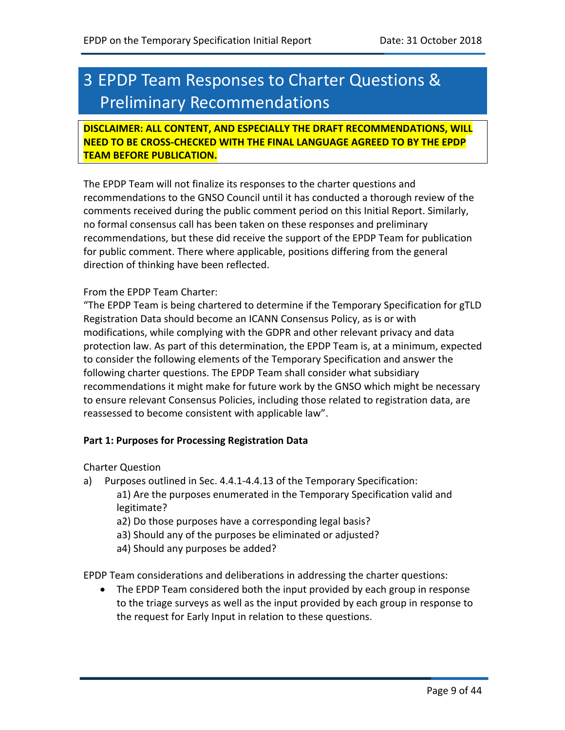# 3 EPDP Team Responses to Charter Questions & Preliminary Recommendations

**DISCLAIMER: ALL CONTENT, AND ESPECIALLY THE DRAFT RECOMMENDATIONS, WILL NEED TO BE CROSS-CHECKED WITH THE FINAL LANGUAGE AGREED TO BY THE EPDP TEAM BEFORE PUBLICATION.**

The EPDP Team will not finalize its responses to the charter questions and recommendations to the GNSO Council until it has conducted a thorough review of the comments received during the public comment period on this Initial Report. Similarly, no formal consensus call has been taken on these responses and preliminary recommendations, but these did receive the support of the EPDP Team for publication for public comment. There where applicable, positions differing from the general direction of thinking have been reflected.

From the EPDP Team Charter:

"The EPDP Team is being chartered to determine if the Temporary Specification for gTLD Registration Data should become an ICANN Consensus Policy, as is or with modifications, while complying with the GDPR and other relevant privacy and data protection law. As part of this determination, the EPDP Team is, at a minimum, expected to consider the following elements of the Temporary Specification and answer the following charter questions. The EPDP Team shall consider what subsidiary recommendations it might make for future work by the GNSO which might be necessary to ensure relevant Consensus Policies, including those related to registration data, are reassessed to become consistent with applicable law".

**Part 1: Purposes for Processing Registration Data**

Charter Question

a) Purposes outlined in Sec. 4.4.1-4.4.13 of the Temporary Specification:
   - a1) Are the purposes enumerated in the Temporary Specification valid and legitimate?
   - a2) Do those purposes have a corresponding legal basis?
   - a3) Should any of the purposes be eliminated or adjusted?
   - a4) Should any purposes be added?

EPDP Team considerations and deliberations in addressing the charter questions:

- The EPDP Team considered both the input provided by each group in response to the triage surveys as well as the input provided by each group in response to the request for Early Input in relation to these questions.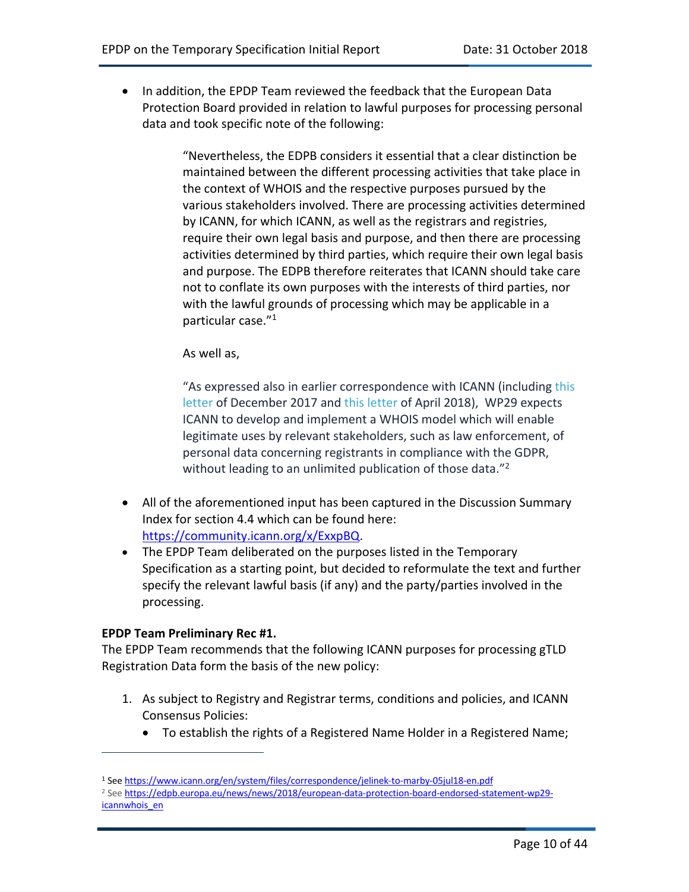- In addition, the EPDP Team reviewed the feedback that the European Data Protection Board provided in relation to lawful purposes for processing personal data and took specific note of the following:

> "Nevertheless, the EDPB considers it essential that a clear distinction be maintained between the different processing activities that take place in the context of WHOIS and the respective purposes pursued by the various stakeholders involved. There are processing activities determined by ICANN, for which ICANN, as well as the registrars and registries, require their own legal basis and purpose, and then there are processing activities determined by third parties, which require their own legal basis and purpose. The EDPB therefore reiterates that ICANN should take care not to conflate its own purposes with the interests of third parties, nor with the lawful grounds of processing which may be applicable in a particular case."[1]
>
> As well as,
>
> "As expressed also in earlier correspondence with ICANN (including this letter of December 2017 and this letter of April 2018), WP29 expects ICANN to develop and implement a WHOIS model which will enable legitimate uses by relevant stakeholders, such as law enforcement, of personal data concerning registrants in compliance with the GDPR, without leading to an unlimited publication of those data."[2]

- All of the aforementioned input has been captured in the Discussion Summary Index for section 4.4 which can be found here: https://community.icann.org/x/ExxpBQ.
- The EPDP Team deliberated on the purposes listed in the Temporary Specification as a starting point, but decided to reformulate the text and further specify the relevant lawful basis (if any) and the party/parties involved in the processing.

**EPDP Team Preliminary Rec #1.**

The EPDP Team recommends that the following ICANN purposes for processing gTLD Registration Data form the basis of the new policy:

1. As subject to Registry and Registrar terms, conditions and policies, and ICANN Consensus Policies:
   - To establish the rights of a Registered Name Holder in a Registered Name;

---

[1] See https://www.icann.org/en/system/files/correspondence/jelinek-to-marby-05jul18-en.pdf

[2] See https://edpb.europa.eu/news/news/2018/european-data-protection-board-endorsed-statement-wp29-icannwhois_en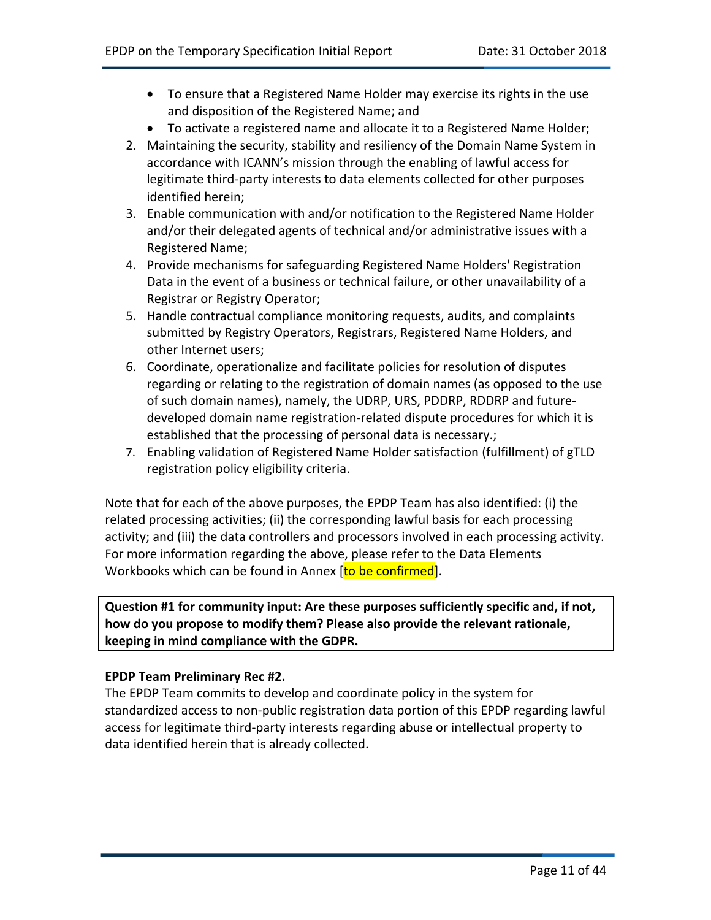- To ensure that a Registered Name Holder may exercise its rights in the use and disposition of the Registered Name; and
- To activate a registered name and allocate it to a Registered Name Holder;

2. Maintaining the security, stability and resiliency of the Domain Name System in accordance with ICANN's mission through the enabling of lawful access for legitimate third-party interests to data elements collected for other purposes identified herein;
3. Enable communication with and/or notification to the Registered Name Holder and/or their delegated agents of technical and/or administrative issues with a Registered Name;
4. Provide mechanisms for safeguarding Registered Name Holders' Registration Data in the event of a business or technical failure, or other unavailability of a Registrar or Registry Operator;
5. Handle contractual compliance monitoring requests, audits, and complaints submitted by Registry Operators, Registrars, Registered Name Holders, and other Internet users;
6. Coordinate, operationalize and facilitate policies for resolution of disputes regarding or relating to the registration of domain names (as opposed to the use of such domain names), namely, the UDRP, URS, PDDRP, RDDRP and future-developed domain name registration-related dispute procedures for which it is established that the processing of personal data is necessary.;
7. Enabling validation of Registered Name Holder satisfaction (fulfillment) of gTLD registration policy eligibility criteria.

Note that for each of the above purposes, the EPDP Team has also identified: (i) the related processing activities; (ii) the corresponding lawful basis for each processing activity; and (iii) the data controllers and processors involved in each processing activity. For more information regarding the above, please refer to the Data Elements Workbooks which can be found in Annex [to be confirmed].

**Question #1 for community input: Are these purposes sufficiently specific and, if not, how do you propose to modify them? Please also provide the relevant rationale, keeping in mind compliance with the GDPR.**

**EPDP Team Preliminary Rec #2.**

The EPDP Team commits to develop and coordinate policy in the system for standardized access to non-public registration data portion of this EPDP regarding lawful access for legitimate third-party interests regarding abuse or intellectual property to data identified herein that is already collected.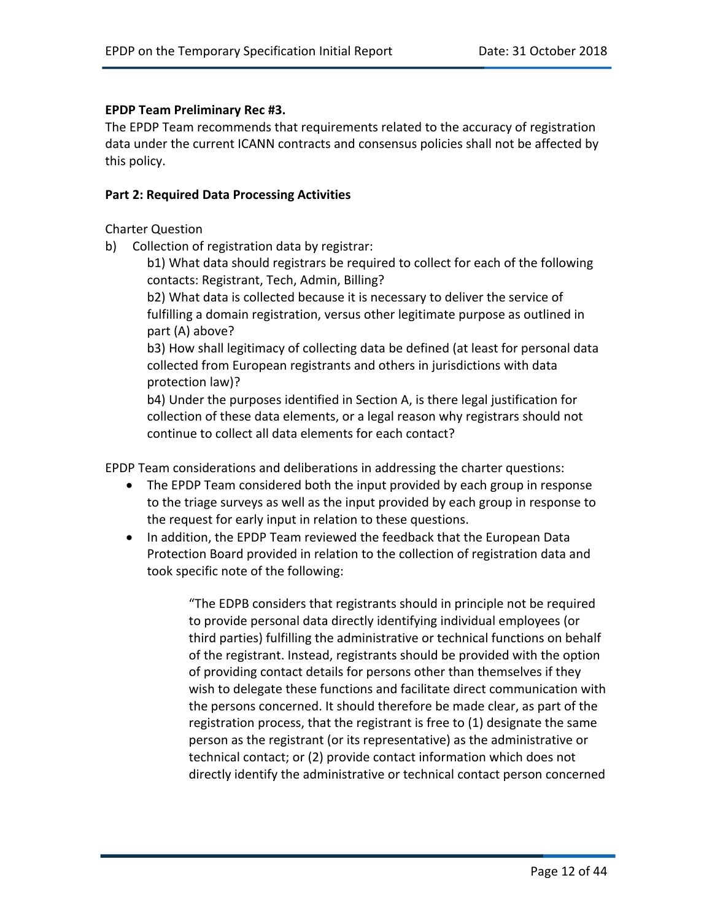**EPDP Team Preliminary Rec #3.**

The EPDP Team recommends that requirements related to the accuracy of registration data under the current ICANN contracts and consensus policies shall not be affected by this policy.

**Part 2: Required Data Processing Activities**

Charter Question

b) Collection of registration data by registrar:

b1) What data should registrars be required to collect for each of the following contacts: Registrant, Tech, Admin, Billing?

b2) What data is collected because it is necessary to deliver the service of fulfilling a domain registration, versus other legitimate purpose as outlined in part (A) above?

b3) How shall legitimacy of collecting data be defined (at least for personal data collected from European registrants and others in jurisdictions with data protection law)?

b4) Under the purposes identified in Section A, is there legal justification for collection of these data elements, or a legal reason why registrars should not continue to collect all data elements for each contact?

EPDP Team considerations and deliberations in addressing the charter questions:

- The EPDP Team considered both the input provided by each group in response to the triage surveys as well as the input provided by each group in response to the request for early input in relation to these questions.
- In addition, the EPDP Team reviewed the feedback that the European Data Protection Board provided in relation to the collection of registration data and took specific note of the following:

> "The EDPB considers that registrants should in principle not be required to provide personal data directly identifying individual employees (or third parties) fulfilling the administrative or technical functions on behalf of the registrant. Instead, registrants should be provided with the option of providing contact details for persons other than themselves if they wish to delegate these functions and facilitate direct communication with the persons concerned. It should therefore be made clear, as part of the registration process, that the registrant is free to (1) designate the same person as the registrant (or its representative) as the administrative or technical contact; or (2) provide contact information which does not directly identify the administrative or technical contact person concerned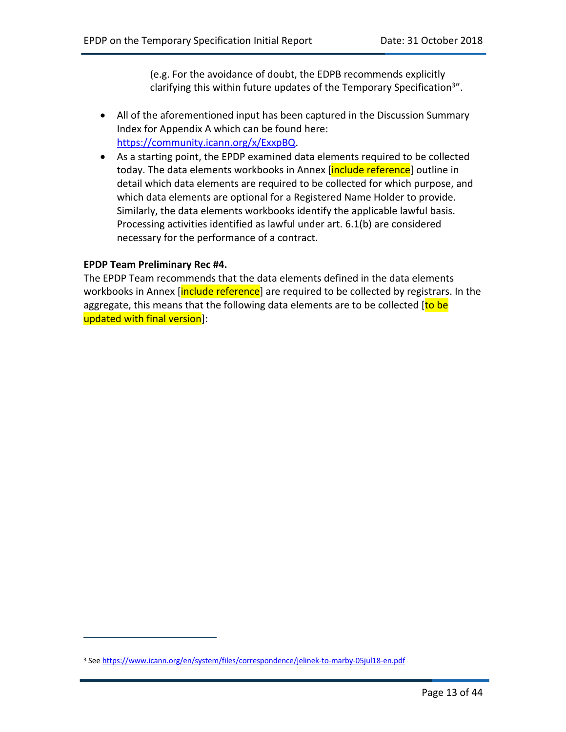(e.g. For the avoidance of doubt, the EDPB recommends explicitly clarifying this within future updates of the Temporary Specification[3]".

- All of the aforementioned input has been captured in the Discussion Summary Index for Appendix A which can be found here: https://community.icann.org/x/ExxpBQ.
- As a starting point, the EPDP examined data elements required to be collected today. The data elements workbooks in Annex [include reference] outline in detail which data elements are required to be collected for which purpose, and which data elements are optional for a Registered Name Holder to provide. Similarly, the data elements workbooks identify the applicable lawful basis. Processing activities identified as lawful under art. 6.1(b) are considered necessary for the performance of a contract.

**EPDP Team Preliminary Rec #4.**

The EPDP Team recommends that the data elements defined in the data elements workbooks in Annex [include reference] are required to be collected by registrars. In the aggregate, this means that the following data elements are to be collected [to be updated with final version]:

[3] See https://www.icann.org/en/system/files/correspondence/jelinek-to-marby-05jul18-en.pdf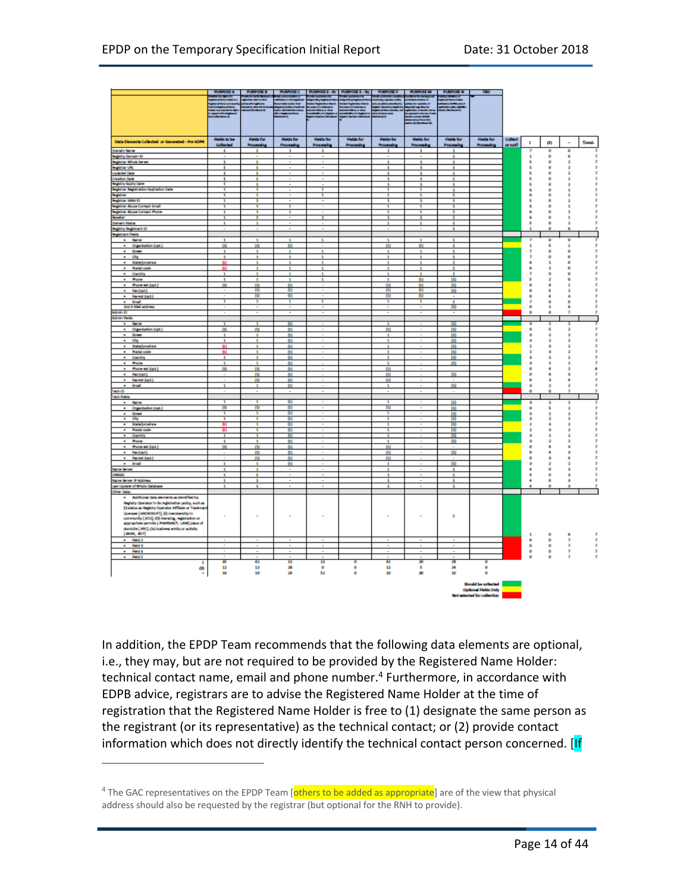| Data Elements Collected or Generated - Pre GDPR | PURPOSE A Fields to be Collected | PURPOSE B Fields for Processing | PURPOSE C Fields for Processing | PURPOSE E - Rr Fields for Processing | PURPOSE E - Ry Fields for Processing | PURPOSE F Fields for Processing | PURPOSE M Fields for Processing | PURPOSE N Fields for Processing | TBD Fields for Processing | Collect or not? | 1 | (1) | - | Total |
|---|---|---|---|---|---|---|---|---|---|---|---|---|---|---|
| Domain Name | 1 | 1 | 1 | 1 | | 1 | 1 | 1 | | Green | 7 | 0 | 0 | 7 |
| Registry Domain ID | - | - | - | - | | - | - | 1 | | Green | 1 | 0 | 6 | 7 |
| Registrar Whois Server | 1 | 1 | - | - | | 1 | 1 | 1 | | Green | 5 | 0 | 2 | 7 |
| Registrar URL | 1 | 1 | - | - | | 1 | 1 | 1 | | Green | 5 | 0 | 2 | 7 |
| Updated Date | 1 | 1 | - | - | | 1 | 1 | 1 | | Green | 5 | 0 | 2 | 7 |
| Creation Date | 1 | 1 | - | - | | 1 | 1 | 1 | | Green | 5 | 0 | 2 | 7 |
| Registry Expiry Date | 1 | 1 | - | - | | 1 | 1 | 1 | | Green | 5 | 0 | 2 | 7 |
| Registrar Registration Expiration Date | 1 | 1 | - | 1 | | 1 | 1 | 1 | | Green | 6 | 0 | 1 | 7 |
| Registrar | 1 | 1 | - | 1 | | 1 | 1 | 1 | | Green | 6 | 0 | 1 | 7 |
| Registrar IANA ID | 1 | 1 | - | - | | 1 | 1 | 1 | | Green | 5 | 0 | 2 | 7 |
| Registrar Abuse Contact Email | 1 | 1 | 1 | - | | 1 | 1 | 1 | | Green | 6 | 0 | 1 | 7 |
| Registrar Abuse Contact Phone | 1 | 1 | 1 | - | | 1 | 1 | 1 | | Green | 6 | 0 | 1 | 7 |
| Reseller | 1 | 1 | - | 1 | | 1 | 1 | 1 | | Green | 6 | 0 | 1 | 7 |
| Domain Status | 1 | 1 | - | - | | 1 | 1 | 1 | | Green | 5 | 0 | 2 | 7 |
| Registry Registrant ID | - | - | - | - | | - | - | 1 | | Green | 1 | 0 | 6 | 7 |
| Registrant Fields | | | | | | | | | | | | | | |
| • Name | 1 | 1 | 1 | 1 | | 1 | 1 | 1 | | Green | 7 | 0 | 0 | 7 |
| • Organization (opt.) | (1) | (1) | (1) | - | | (1) | (1) | 1 | | Yellow | 1 | 5 | 1 | 7 |
| • Street | 1 | 1 | 1 | 1 | | 1 | 1 | 1 | | Green | 7 | 0 | 0 | 7 |
| • City | 1 | 1 | 1 | 1 | | 1 | 1 | 1 | | Green | 7 | 0 | 0 | 7 |
| • State/province | (1) | 1 | 1 | 1 | | 1 | 1 | 1 | | Green | 6 | 1 | 0 | 7 |
| • Postal code | (1) | 1 | 1 | 1 | | 1 | 1 | 1 | | Green | 6 | 1 | 0 | 7 |
| • Country | 1 | 1 | 1 | 1 | | 1 | 1 | 1 | | Green | 7 | 0 | 0 | 7 |
| • Phone | 1 | 1 | 1 | 1 | | 1 | (1) | (1) | | Green | 5 | 2 | 0 | 7 |
| • Phone ext (opt.) | (1) | (1) | (1) | - | | (1) | (1) | (1) | | Yellow | 0 | 6 | 1 | 7 |
| • Fax (opt.) | - | (1) | (1) | - | | (1) | (1) | (1) | | Yellow | 0 | 5 | 2 | 7 |
| • Fax ext (opt.) | - | (1) | (1) | - | | (1) | (1) | - | | Yellow | 0 | 4 | 3 | 7 |
| • Email | 1 | 1 | 1 | 1 | | 1 | 1 | 1 | | Green | 7 | 0 | 0 | 7 |
| 2nd E-Mail address | - | - | - | - | | - | - | (1) | | Yellow | 0 | 1 | 6 | 7 |
| Admin ID | - | - | - | - | | - | - | - | | Red | 0 | 0 | 7 | 7 |
| Admin Fields | | | | | | | | | | | | | | |
| • Name | 1 | 1 | (1) | - | | 1 | - | (1) | | Green | 3 | 2 | 2 | 7 |
| • Organization (opt.) | (1) | (1) | (1) | - | | (1) | - | (1) | | Yellow | 0 | 5 | 2 | 7 |
| • Street | 1 | 1 | (1) | - | | 1 | - | (1) | | Green | 3 | 2 | 2 | 7 |
| • City | 1 | 1 | (1) | - | | 1 | - | (1) | | Green | 3 | 2 | 2 | 7 |
| • State/province | (1) | 1 | (1) | - | | 1 | - | (1) | | Green | 2 | 3 | 2 | 7 |
| • Postal code | (1) | 1 | (1) | - | | 1 | - | (1) | | Green | 2 | 3 | 2 | 7 |
| • Country | 1 | 1 | (1) | - | | 1 | - | (1) | | Green | 3 | 2 | 2 | 7 |
| • Phone | 1 | 1 | (1) | - | | 1 | - | (1) | | Green | 3 | 2 | 2 | 7 |
| • Phone ext (opt.) | (1) | (1) | (1) | - | | (1) | - | - | | Yellow | 0 | 4 | 2 | 6 |
| • Fax (opt.) | - | (1) | (1) | - | | (1) | - | (1) | | Yellow | 0 | 4 | 3 | 7 |
| • Fax ext (opt.) | - | (1) | (1) | - | | (1) | - | - | | Yellow | 0 | 3 | 4 | 7 |
| • Email | 1 | 1 | (1) | - | | 1 | - | (1) | | Green | 3 | 2 | 2 | 7 |
| Tech ID | - | - | - | - | | - | - | - | | Red | 0 | 0 | 7 | 7 |
| Tech Fields | | | | | | | | | | | | | | |
| • Name | 1 | 1 | (1) | - | | 1 | - | (1) | | Green | 3 | 2 | 2 | 7 |
| • Organization (opt.) | (1) | (1) | (1) | - | | (1) | - | (1) | | Yellow | 0 | 5 | 2 | 7 |
| • Street | 1 | 1 | (1) | - | | 1 | - | (1) | | Green | 3 | 2 | 2 | 7 |
| • City | 1 | 1 | (1) | - | | 1 | - | (1) | | Green | 3 | 2 | 2 | 7 |
| • State/province | (1) | 1 | (1) | - | | 1 | - | (1) | | Green | 2 | 3 | 2 | 7 |
| • Postal code | (1) | 1 | (1) | - | | 1 | - | (1) | | Green | 2 | 3 | 2 | 7 |
| • Country | 1 | 1 | (1) | - | | 1 | - | (1) | | Green | 3 | 2 | 2 | 7 |
| • Phone | 1 | 1 | (1) | - | | 1 | - | (1) | | Green | 3 | 2 | 2 | 7 |
| • Phone ext (opt.) | (1) | (1) | (1) | - | | (1) | - | - | | Yellow | 0 | 4 | 3 | 7 |
| • Fax (opt.) | - | (1) | (1) | - | | (1) | - | (1) | | Yellow | 0 | 4 | 3 | 7 |
| • Fax ext (opt.) | - | (1) | (1) | - | | (1) | - | - | | Yellow | 0 | 3 | 4 | 7 |
| • Email | 1 | 1 | (1) | - | | 1 | - | (1) | | Green | 3 | 2 | 2 | 7 |
| Name Server | 1 | 1 | - | - | | 1 | - | 1 | | Green | 4 | 0 | 3 | 7 |
| DNSSEC | 1 | 1 | - | - | | 1 | - | 1 | | Green | 4 | 0 | 3 | 7 |
| Name Server IP Address | 1 | 1 | - | - | | 1 | - | 1 | | Green | 4 | 0 | 3 | 7 |
| Last Update of Whois Database | 1 | 1 | - | - | | 1 | - | 1 | | Green | 4 | 0 | 3 | 7 |
| Other Data: | | | | | | | | | | | | | | |
| • Additional data elements as identified by Registry Operator in its registration policy, such as (i) status as Registry Operator Affiliate or Trademark Licensee [.MICROSOFT]; (ii) membership in community [.ECO]; (iii) licensing, registration or appropriate permits [.PHARMACY, .LAW] place of domicile [.NYC]; (iv) business entity or activity [.BANK, .BOT] | - | - | - | - | | - | - | 1 | | Green | 1 | 0 | 6 | 7 |
| • Field 2 | - | - | - | - | | - | - | - | | Red | 0 | 0 | 7 | 7 |
| • Field 3 | - | - | - | - | | - | - | - | | Red | 0 | 0 | 7 | 7 |
| • Field 4 | - | - | - | - | | - | - | - | | Red | 0 | 0 | 7 | 7 |
| • Field 5 | - | - | - | - | | - | - | - | | Red | 0 | 0 | 7 | 7 |
| 1 | 35 | 41 | 11 | 12 | 0 | 41 | 20 | 28 | 0 | | | | | |
| (1) | 12 | 12 | 28 | 0 | 0 | 12 | 5 | 24 | 0 | | | | | |
| - | 16 | 10 | 24 | 51 | 0 | 10 | 38 | 10 | 0 | | | | | |

Should be collected (Green)
Optional Fields Only (Yellow)
Not selected for collection (Red)

In addition, the EPDP Team recommends that the following data elements are optional, i.e., they may, but are not required to be provided by the Registered Name Holder: technical contact name, email and phone number.[4] Furthermore, in accordance with EDPB advice, registrars are to advise the Registered Name Holder at the time of registration that the Registered Name Holder is free to (1) designate the same person as the registrant (or its representative) as the technical contact; or (2) provide contact information which does not directly identify the technical contact person concerned. [If

[4] The GAC representatives on the EPDP Team [others to be added as appropriate] are of the view that physical address should also be requested by the registrar (but optional for the RNH to provide).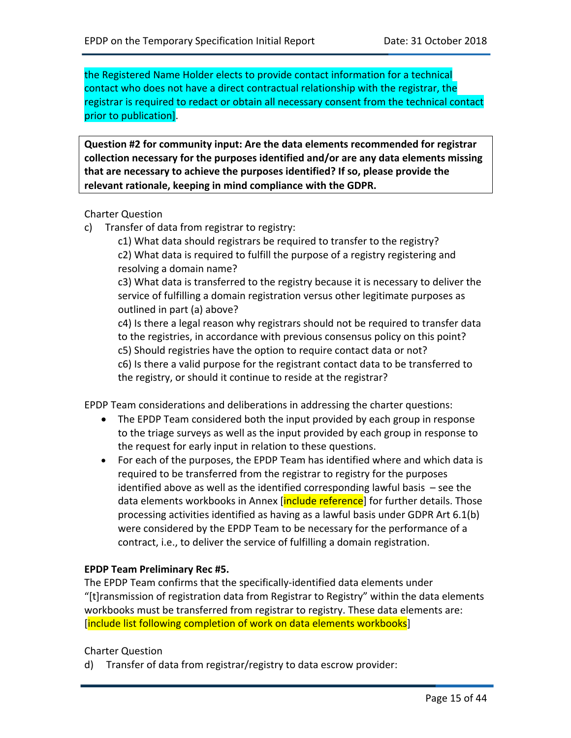the Registered Name Holder elects to provide contact information for a technical contact who does not have a direct contractual relationship with the registrar, the registrar is required to redact or obtain all necessary consent from the technical contact prior to publication].

**Question #2 for community input: Are the data elements recommended for registrar collection necessary for the purposes identified and/or are any data elements missing that are necessary to achieve the purposes identified? If so, please provide the relevant rationale, keeping in mind compliance with the GDPR.**

Charter Question

c) Transfer of data from registrar to registry:

c1) What data should registrars be required to transfer to the registry?

c2) What data is required to fulfill the purpose of a registry registering and resolving a domain name?

c3) What data is transferred to the registry because it is necessary to deliver the service of fulfilling a domain registration versus other legitimate purposes as outlined in part (a) above?

c4) Is there a legal reason why registrars should not be required to transfer data to the registries, in accordance with previous consensus policy on this point?

c5) Should registries have the option to require contact data or not?

c6) Is there a valid purpose for the registrant contact data to be transferred to the registry, or should it continue to reside at the registrar?

EPDP Team considerations and deliberations in addressing the charter questions:

- The EPDP Team considered both the input provided by each group in response to the triage surveys as well as the input provided by each group in response to the request for early input in relation to these questions.
- For each of the purposes, the EPDP Team has identified where and which data is required to be transferred from the registrar to registry for the purposes identified above as well as the identified corresponding lawful basis – see the data elements workbooks in Annex [include reference] for further details. Those processing activities identified as having as a lawful basis under GDPR Art 6.1(b) were considered by the EPDP Team to be necessary for the performance of a contract, i.e., to deliver the service of fulfilling a domain registration.

**EPDP Team Preliminary Rec #5.**

The EPDP Team confirms that the specifically-identified data elements under "[t]ransmission of registration data from Registrar to Registry" within the data elements workbooks must be transferred from registrar to registry. These data elements are: [include list following completion of work on data elements workbooks]

Charter Question

d) Transfer of data from registrar/registry to data escrow provider: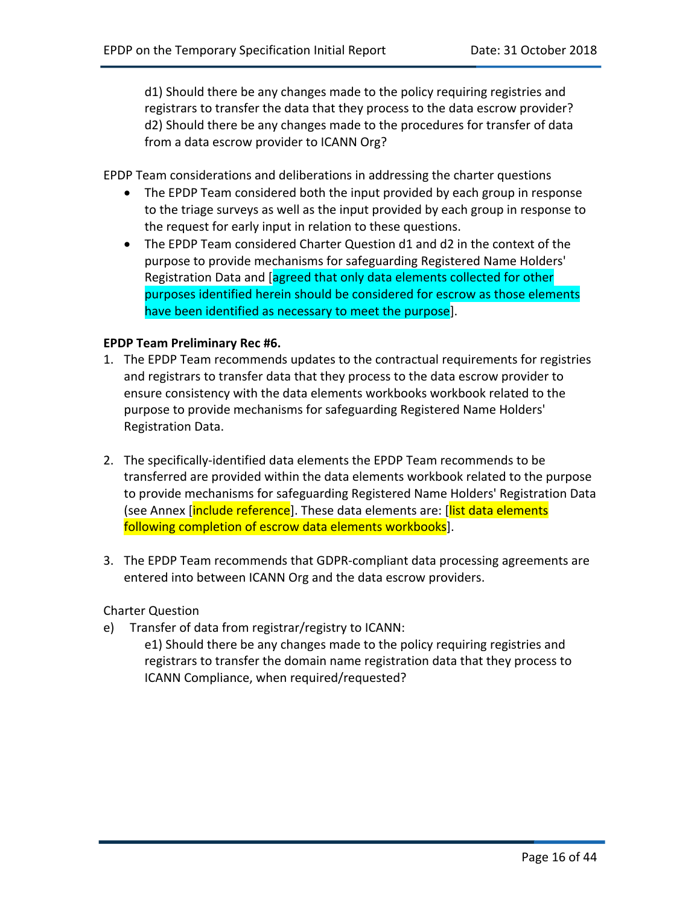d1) Should there be any changes made to the policy requiring registries and registrars to transfer the data that they process to the data escrow provider?
d2) Should there be any changes made to the procedures for transfer of data from a data escrow provider to ICANN Org?

EPDP Team considerations and deliberations in addressing the charter questions

- The EPDP Team considered both the input provided by each group in response to the triage surveys as well as the input provided by each group in response to the request for early input in relation to these questions.
- The EPDP Team considered Charter Question d1 and d2 in the context of the purpose to provide mechanisms for safeguarding Registered Name Holders' Registration Data and [agreed that only data elements collected for other purposes identified herein should be considered for escrow as those elements have been identified as necessary to meet the purpose].

**EPDP Team Preliminary Rec #6.**

1. The EPDP Team recommends updates to the contractual requirements for registries and registrars to transfer data that they process to the data escrow provider to ensure consistency with the data elements workbooks workbook related to the purpose to provide mechanisms for safeguarding Registered Name Holders' Registration Data.

2. The specifically-identified data elements the EPDP Team recommends to be transferred are provided within the data elements workbook related to the purpose to provide mechanisms for safeguarding Registered Name Holders' Registration Data (see Annex [include reference]. These data elements are: [list data elements following completion of escrow data elements workbooks].

3. The EPDP Team recommends that GDPR-compliant data processing agreements are entered into between ICANN Org and the data escrow providers.

Charter Question

e) Transfer of data from registrar/registry to ICANN:
e1) Should there be any changes made to the policy requiring registries and registrars to transfer the domain name registration data that they process to ICANN Compliance, when required/requested?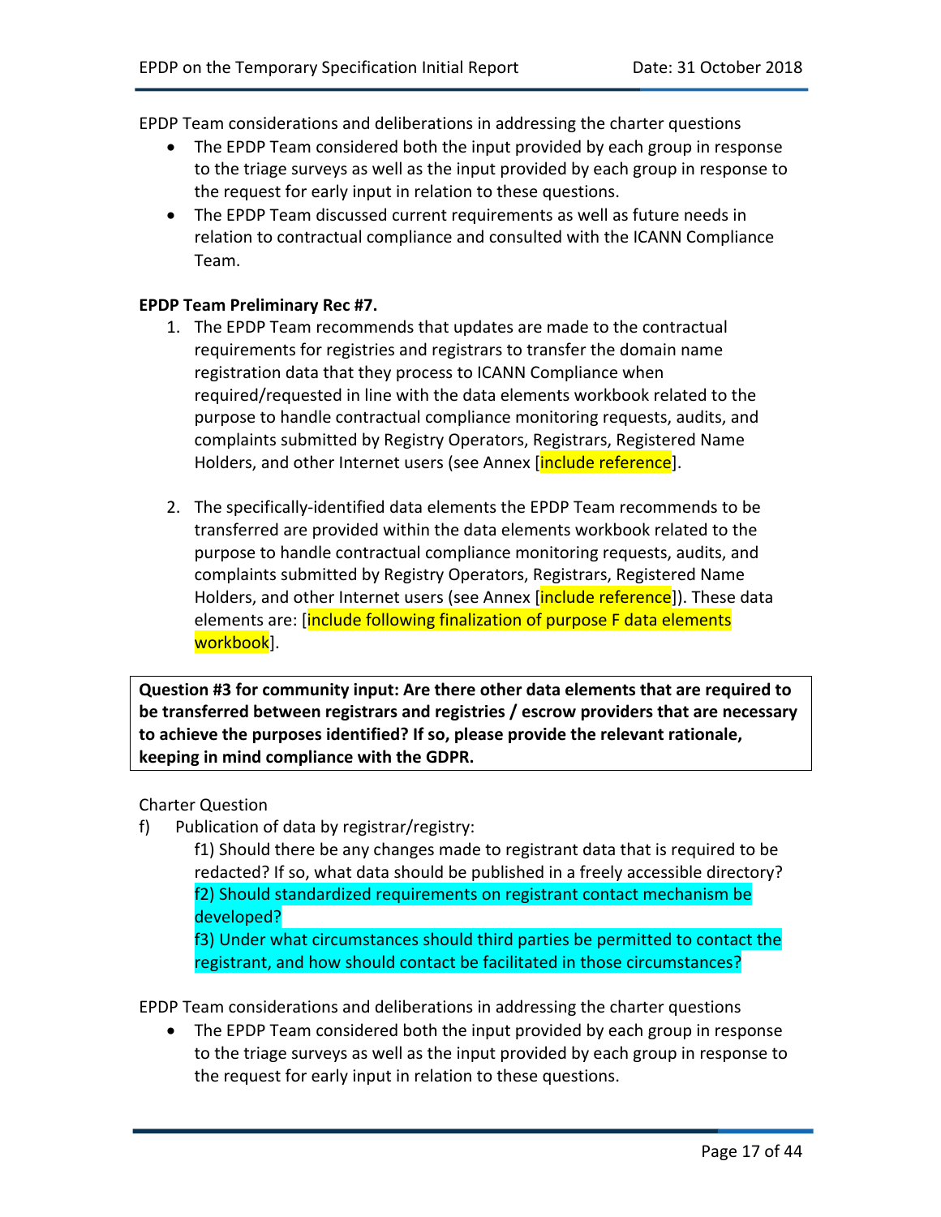EPDP Team considerations and deliberations in addressing the charter questions

- The EPDP Team considered both the input provided by each group in response to the triage surveys as well as the input provided by each group in response to the request for early input in relation to these questions.
- The EPDP Team discussed current requirements as well as future needs in relation to contractual compliance and consulted with the ICANN Compliance Team.

**EPDP Team Preliminary Rec #7.**

1. The EPDP Team recommends that updates are made to the contractual requirements for registries and registrars to transfer the domain name registration data that they process to ICANN Compliance when required/requested in line with the data elements workbook related to the purpose to handle contractual compliance monitoring requests, audits, and complaints submitted by Registry Operators, Registrars, Registered Name Holders, and other Internet users (see Annex [include reference].

2. The specifically-identified data elements the EPDP Team recommends to be transferred are provided within the data elements workbook related to the purpose to handle contractual compliance monitoring requests, audits, and complaints submitted by Registry Operators, Registrars, Registered Name Holders, and other Internet users (see Annex [include reference]). These data elements are: [include following finalization of purpose F data elements workbook].

**Question #3 for community input: Are there other data elements that are required to be transferred between registrars and registries / escrow providers that are necessary to achieve the purposes identified? If so, please provide the relevant rationale, keeping in mind compliance with the GDPR.**

Charter Question

f) Publication of data by registrar/registry:

f1) Should there be any changes made to registrant data that is required to be redacted? If so, what data should be published in a freely accessible directory?

f2) Should standardized requirements on registrant contact mechanism be developed?

f3) Under what circumstances should third parties be permitted to contact the registrant, and how should contact be facilitated in those circumstances?

EPDP Team considerations and deliberations in addressing the charter questions

- The EPDP Team considered both the input provided by each group in response to the triage surveys as well as the input provided by each group in response to the request for early input in relation to these questions.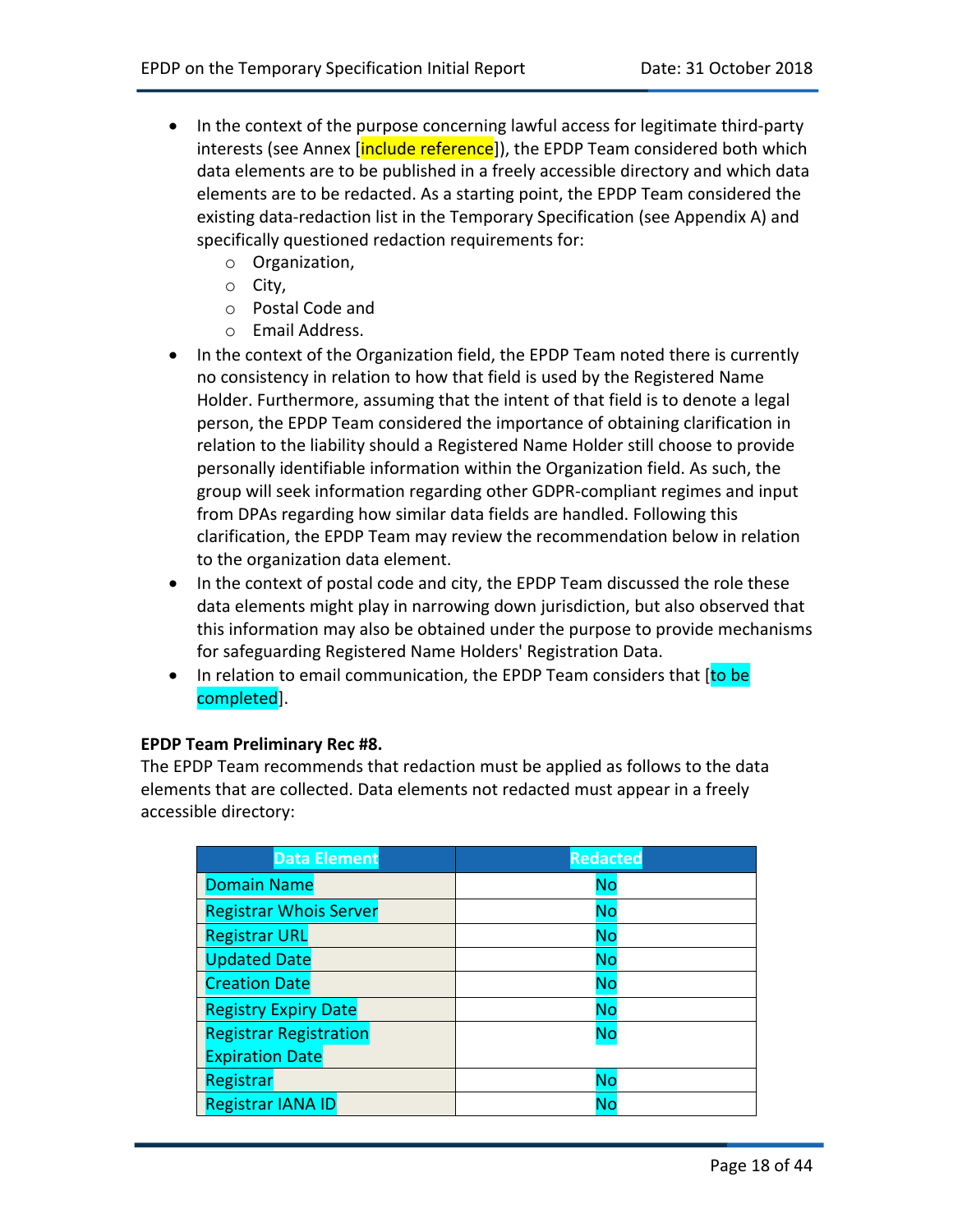- In the context of the purpose concerning lawful access for legitimate third-party interests (see Annex [include reference]), the EPDP Team considered both which data elements are to be published in a freely accessible directory and which data elements are to be redacted. As a starting point, the EPDP Team considered the existing data-redaction list in the Temporary Specification (see Appendix A) and specifically questioned redaction requirements for:
  - Organization,
  - City,
  - Postal Code and
  - Email Address.
- In the context of the Organization field, the EPDP Team noted there is currently no consistency in relation to how that field is used by the Registered Name Holder. Furthermore, assuming that the intent of that field is to denote a legal person, the EPDP Team considered the importance of obtaining clarification in relation to the liability should a Registered Name Holder still choose to provide personally identifiable information within the Organization field. As such, the group will seek information regarding other GDPR-compliant regimes and input from DPAs regarding how similar data fields are handled. Following this clarification, the EPDP Team may review the recommendation below in relation to the organization data element.
- In the context of postal code and city, the EPDP Team discussed the role these data elements might play in narrowing down jurisdiction, but also observed that this information may also be obtained under the purpose to provide mechanisms for safeguarding Registered Name Holders' Registration Data.
- In relation to email communication, the EPDP Team considers that [to be completed].

**EPDP Team Preliminary Rec #8.**
The EPDP Team recommends that redaction must be applied as follows to the data elements that are collected. Data elements not redacted must appear in a freely accessible directory:

| Data Element | Redacted |
|---|---|
| Domain Name | No |
| Registrar Whois Server | No |
| Registrar URL | No |
| Updated Date | No |
| Creation Date | No |
| Registry Expiry Date | No |
| Registrar Registration Expiration Date | No |
| Registrar | No |
| Registrar IANA ID | No |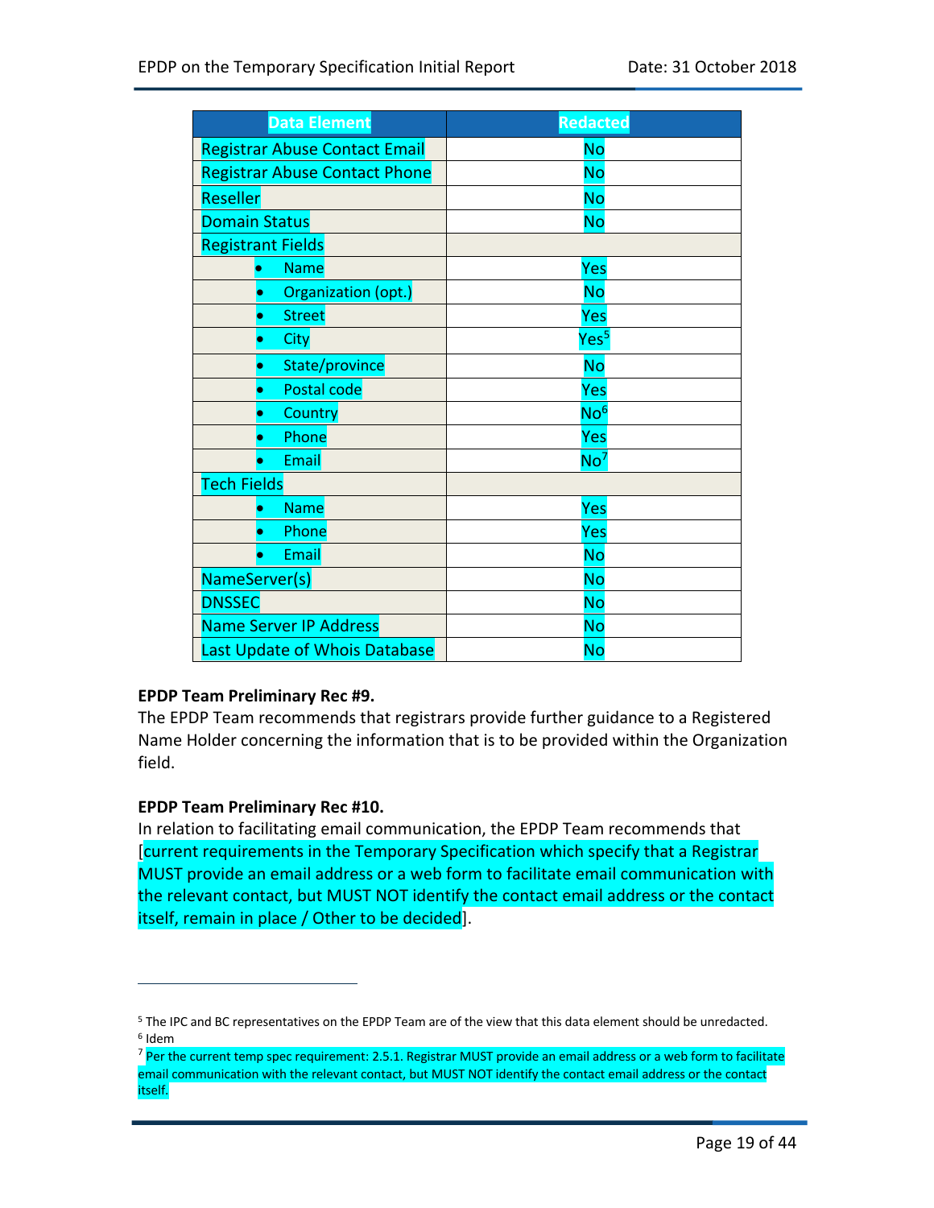| Data Element | Redacted |
|---|---|
| Registrar Abuse Contact Email | No |
| Registrar Abuse Contact Phone | No |
| Reseller | No |
| Domain Status | No |
| Registrant Fields | |
| • Name | Yes |
| • Organization (opt.) | No |
| • Street | Yes |
| • City | Yes[5] |
| • State/province | No |
| • Postal code | Yes |
| • Country | No[6] |
| • Phone | Yes |
| • Email | No[7] |
| Tech Fields | |
| • Name | Yes |
| • Phone | Yes |
| • Email | No |
| NameServer(s) | No |
| DNSSEC | No |
| Name Server IP Address | No |
| Last Update of Whois Database | No |

**EPDP Team Preliminary Rec #9.**
The EPDP Team recommends that registrars provide further guidance to a Registered Name Holder concerning the information that is to be provided within the Organization field.

**EPDP Team Preliminary Rec #10.**
In relation to facilitating email communication, the EPDP Team recommends that [current requirements in the Temporary Specification which specify that a Registrar MUST provide an email address or a web form to facilitate email communication with the relevant contact, but MUST NOT identify the contact email address or the contact itself, remain in place / Other to be decided].

---

[5] The IPC and BC representatives on the EPDP Team are of the view that this data element should be unredacted.
[6] Idem
[7] Per the current temp spec requirement: 2.5.1. Registrar MUST provide an email address or a web form to facilitate email communication with the relevant contact, but MUST NOT identify the contact email address or the contact itself.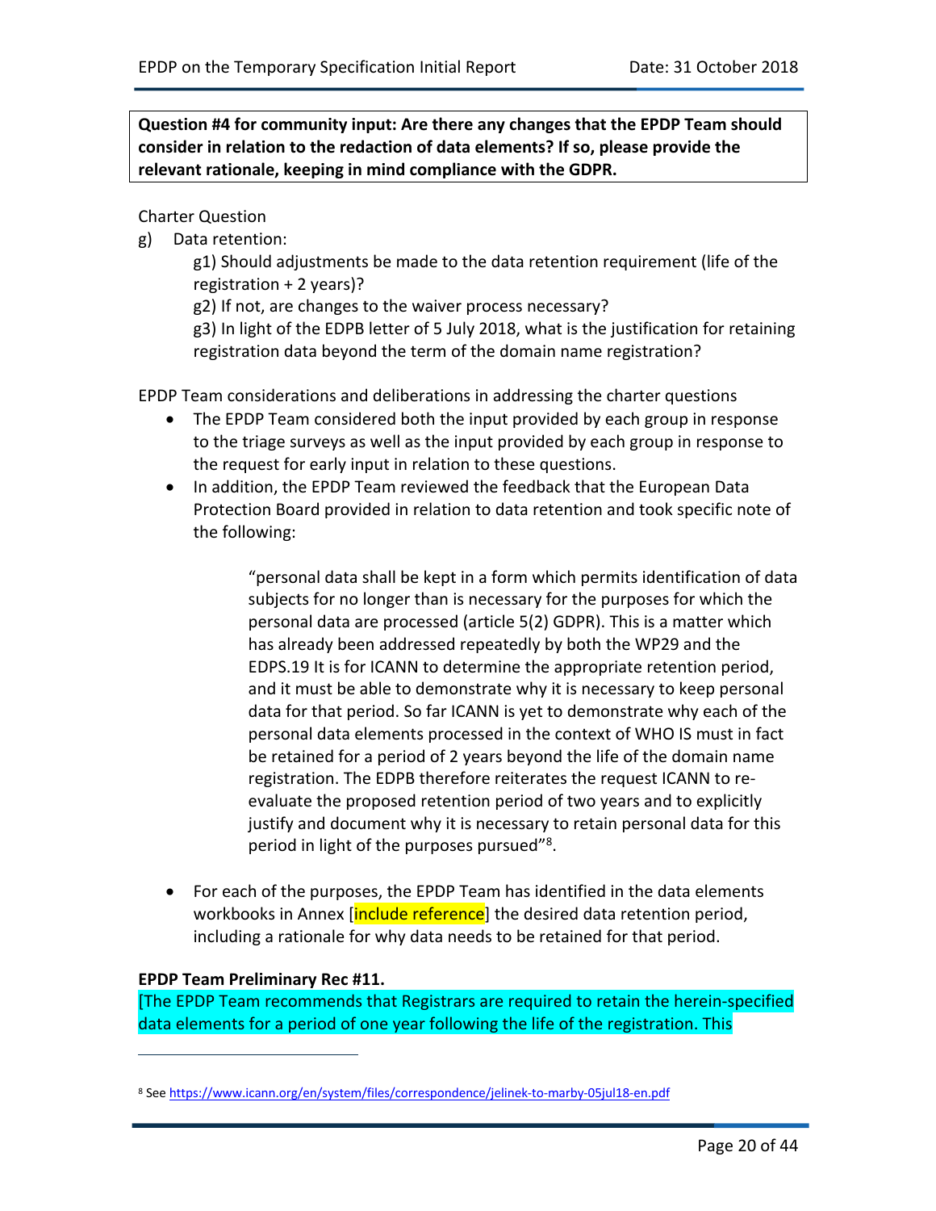**Question #4 for community input: Are there any changes that the EPDP Team should consider in relation to the redaction of data elements? If so, please provide the relevant rationale, keeping in mind compliance with the GDPR.**

Charter Question

g) Data retention:

g1) Should adjustments be made to the data retention requirement (life of the registration + 2 years)?

g2) If not, are changes to the waiver process necessary?

g3) In light of the EDPB letter of 5 July 2018, what is the justification for retaining registration data beyond the term of the domain name registration?

EPDP Team considerations and deliberations in addressing the charter questions

- The EPDP Team considered both the input provided by each group in response to the triage surveys as well as the input provided by each group in response to the request for early input in relation to these questions.
- In addition, the EPDP Team reviewed the feedback that the European Data Protection Board provided in relation to data retention and took specific note of the following:

> "personal data shall be kept in a form which permits identification of data subjects for no longer than is necessary for the purposes for which the personal data are processed (article 5(2) GDPR). This is a matter which has already been addressed repeatedly by both the WP29 and the EDPS.19 It is for ICANN to determine the appropriate retention period, and it must be able to demonstrate why it is necessary to keep personal data for that period. So far ICANN is yet to demonstrate why each of the personal data elements processed in the context of WHO IS must in fact be retained for a period of 2 years beyond the life of the domain name registration. The EDPB therefore reiterates the request ICANN to re-evaluate the proposed retention period of two years and to explicitly justify and document why it is necessary to retain personal data for this period in light of the purposes pursued"[8].

- For each of the purposes, the EPDP Team has identified in the data elements workbooks in Annex [include reference] the desired data retention period, including a rationale for why data needs to be retained for that period.

**EPDP Team Preliminary Rec #11.**

[The EPDP Team recommends that Registrars are required to retain the herein-specified data elements for a period of one year following the life of the registration. This

---

[8] See https://www.icann.org/en/system/files/correspondence/jelinek-to-marby-05jul18-en.pdf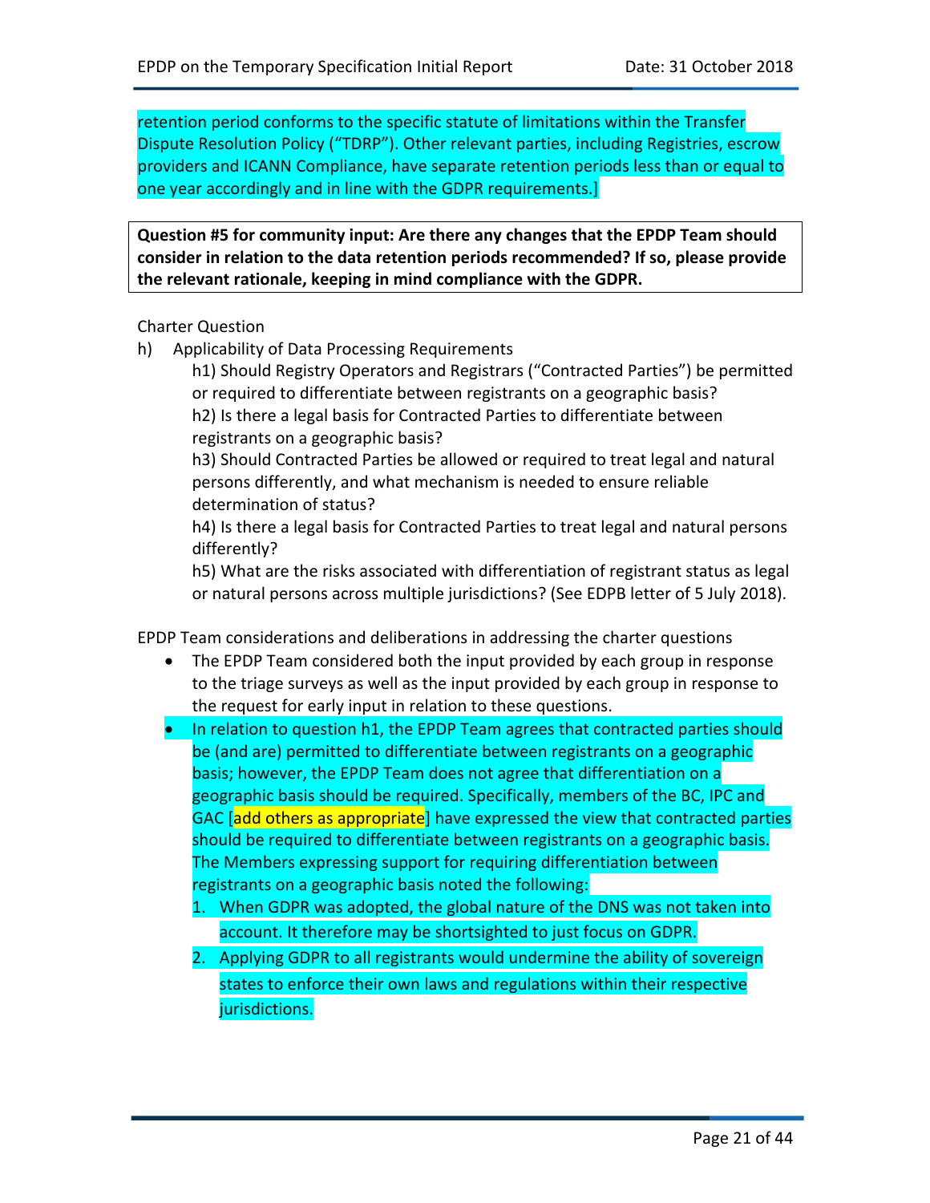retention period conforms to the specific statute of limitations within the Transfer Dispute Resolution Policy ("TDRP"). Other relevant parties, including Registries, escrow providers and ICANN Compliance, have separate retention periods less than or equal to one year accordingly and in line with the GDPR requirements.]

**Question #5 for community input: Are there any changes that the EPDP Team should consider in relation to the data retention periods recommended? If so, please provide the relevant rationale, keeping in mind compliance with the GDPR.**

Charter Question

h) Applicability of Data Processing Requirements

h1) Should Registry Operators and Registrars ("Contracted Parties") be permitted or required to differentiate between registrants on a geographic basis?

h2) Is there a legal basis for Contracted Parties to differentiate between registrants on a geographic basis?

h3) Should Contracted Parties be allowed or required to treat legal and natural persons differently, and what mechanism is needed to ensure reliable determination of status?

h4) Is there a legal basis for Contracted Parties to treat legal and natural persons differently?

h5) What are the risks associated with differentiation of registrant status as legal or natural persons across multiple jurisdictions? (See EDPB letter of 5 July 2018).

EPDP Team considerations and deliberations in addressing the charter questions

- The EPDP Team considered both the input provided by each group in response to the triage surveys as well as the input provided by each group in response to the request for early input in relation to these questions.
- In relation to question h1, the EPDP Team agrees that contracted parties should be (and are) permitted to differentiate between registrants on a geographic basis; however, the EPDP Team does not agree that differentiation on a geographic basis should be required. Specifically, members of the BC, IPC and GAC [add others as appropriate] have expressed the view that contracted parties should be required to differentiate between registrants on a geographic basis. The Members expressing support for requiring differentiation between registrants on a geographic basis noted the following:
  1. When GDPR was adopted, the global nature of the DNS was not taken into account. It therefore may be shortsighted to just focus on GDPR.
  2. Applying GDPR to all registrants would undermine the ability of sovereign states to enforce their own laws and regulations within their respective jurisdictions.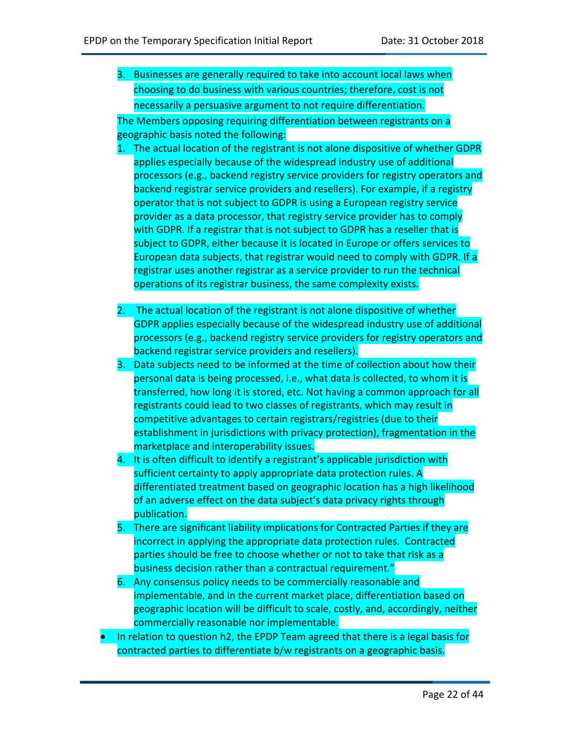3. Businesses are generally required to take into account local laws when choosing to do business with various countries; therefore, cost is not necessarily a persuasive argument to not require differentiation.

The Members opposing requiring differentiation between registrants on a geographic basis noted the following:

1. The actual location of the registrant is not alone dispositive of whether GDPR applies especially because of the widespread industry use of additional processors (e.g., backend registry service providers for registry operators and backend registrar service providers and resellers). For example, if a registry operator that is not subject to GDPR is using a European registry service provider as a data processor, that registry service provider has to comply with GDPR. If a registrar that is not subject to GDPR has a reseller that is subject to GDPR, either because it is located in Europe or offers services to European data subjects, that registrar would need to comply with GDPR. If a registrar uses another registrar as a service provider to run the technical operations of its registrar business, the same complexity exists.

2. The actual location of the registrant is not alone dispositive of whether GDPR applies especially because of the widespread industry use of additional processors (e.g., backend registry service providers for registry operators and backend registrar service providers and resellers).
3. Data subjects need to be informed at the time of collection about how their personal data is being processed, i.e., what data is collected, to whom it is transferred, how long it is stored, etc. Not having a common approach for all registrants could lead to two classes of registrants, which may result in competitive advantages to certain registrars/registries (due to their establishment in jurisdictions with privacy protection), fragmentation in the marketplace and interoperability issues.
4. It is often difficult to identify a registrant's applicable jurisdiction with sufficient certainty to apply appropriate data protection rules. A differentiated treatment based on geographic location has a high likelihood of an adverse effect on the data subject's data privacy rights through publication.
5. There are significant liability implications for Contracted Parties if they are incorrect in applying the appropriate data protection rules. Contracted parties should be free to choose whether or not to take that risk as a business decision rather than a contractual requirement."
6. Any consensus policy needs to be commercially reasonable and implementable, and in the current market place, differentiation based on geographic location will be difficult to scale, costly, and, accordingly, neither commercially reasonable nor implementable.

- In relation to question h2, the EPDP Team agreed that there is a legal basis for contracted parties to differentiate b/w registrants on a geographic basis.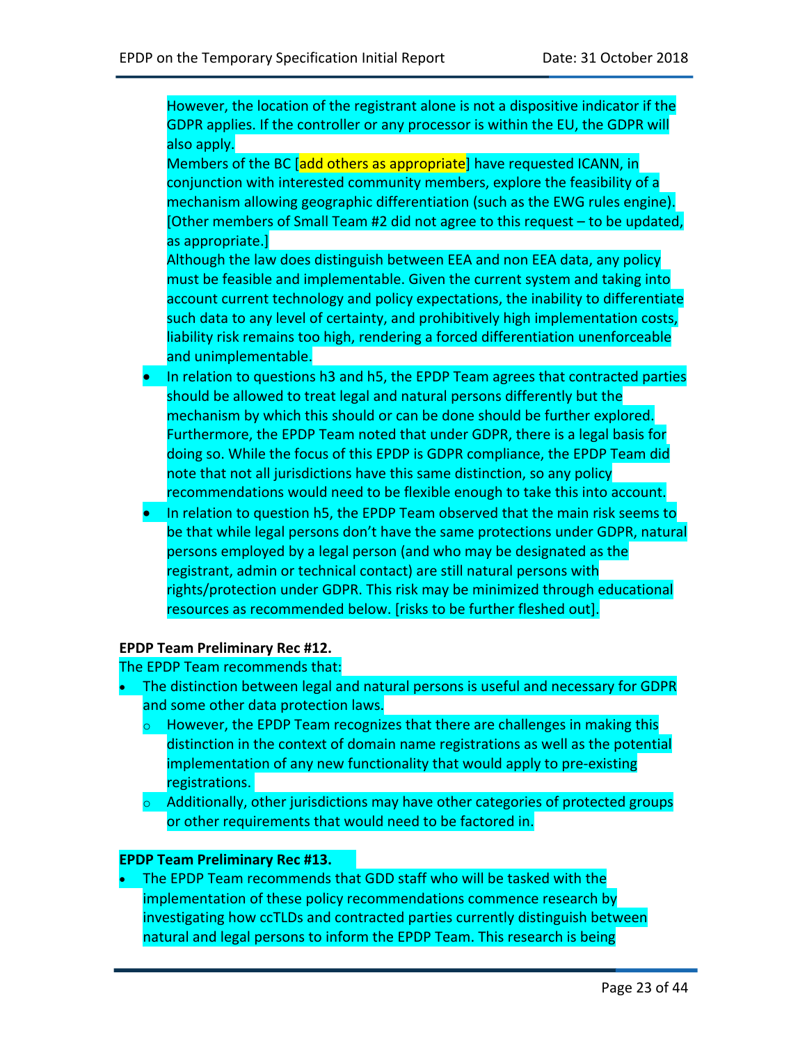However, the location of the registrant alone is not a dispositive indicator if the GDPR applies. If the controller or any processor is within the EU, the GDPR will also apply.

Members of the BC [add others as appropriate] have requested ICANN, in conjunction with interested community members, explore the feasibility of a mechanism allowing geographic differentiation (such as the EWG rules engine). [Other members of Small Team #2 did not agree to this request – to be updated, as appropriate.]

Although the law does distinguish between EEA and non EEA data, any policy must be feasible and implementable. Given the current system and taking into account current technology and policy expectations, the inability to differentiate such data to any level of certainty, and prohibitively high implementation costs, liability risk remains too high, rendering a forced differentiation unenforceable and unimplementable.

- In relation to questions h3 and h5, the EPDP Team agrees that contracted parties should be allowed to treat legal and natural persons differently but the mechanism by which this should or can be done should be further explored. Furthermore, the EPDP Team noted that under GDPR, there is a legal basis for doing so. While the focus of this EPDP is GDPR compliance, the EPDP Team did note that not all jurisdictions have this same distinction, so any policy recommendations would need to be flexible enough to take this into account.
- In relation to question h5, the EPDP Team observed that the main risk seems to be that while legal persons don't have the same protections under GDPR, natural persons employed by a legal person (and who may be designated as the registrant, admin or technical contact) are still natural persons with rights/protection under GDPR. This risk may be minimized through educational resources as recommended below. [risks to be further fleshed out].

**EPDP Team Preliminary Rec #12.**

The EPDP Team recommends that:

- The distinction between legal and natural persons is useful and necessary for GDPR and some other data protection laws.
  - However, the EPDP Team recognizes that there are challenges in making this distinction in the context of domain name registrations as well as the potential implementation of any new functionality that would apply to pre-existing registrations.
  - Additionally, other jurisdictions may have other categories of protected groups or other requirements that would need to be factored in.

**EPDP Team Preliminary Rec #13.**

- The EPDP Team recommends that GDD staff who will be tasked with the implementation of these policy recommendations commence research by investigating how ccTLDs and contracted parties currently distinguish between natural and legal persons to inform the EPDP Team. This research is being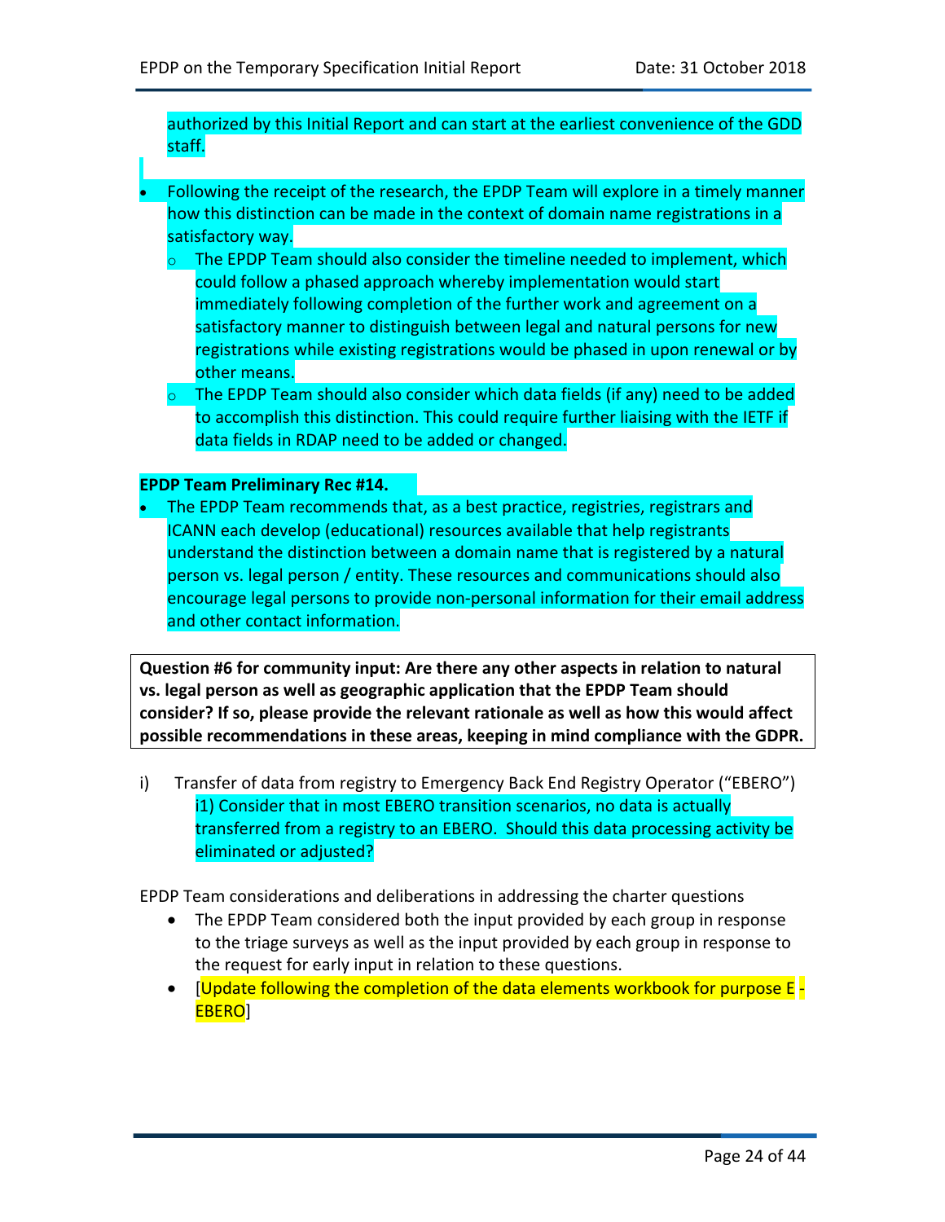authorized by this Initial Report and can start at the earliest convenience of the GDD staff.

- Following the receipt of the research, the EPDP Team will explore in a timely manner how this distinction can be made in the context of domain name registrations in a satisfactory way.
  - The EPDP Team should also consider the timeline needed to implement, which could follow a phased approach whereby implementation would start immediately following completion of the further work and agreement on a satisfactory manner to distinguish between legal and natural persons for new registrations while existing registrations would be phased in upon renewal or by other means.
  - The EPDP Team should also consider which data fields (if any) need to be added to accomplish this distinction. This could require further liaising with the IETF if data fields in RDAP need to be added or changed.

**EPDP Team Preliminary Rec #14.**

- The EPDP Team recommends that, as a best practice, registries, registrars and ICANN each develop (educational) resources available that help registrants understand the distinction between a domain name that is registered by a natural person vs. legal person / entity. These resources and communications should also encourage legal persons to provide non-personal information for their email address and other contact information.

| **Question #6 for community input: Are there any other aspects in relation to natural vs. legal person as well as geographic application that the EPDP Team should consider? If so, please provide the relevant rationale as well as how this would affect possible recommendations in these areas, keeping in mind compliance with the GDPR.** |
|---|

i) Transfer of data from registry to Emergency Back End Registry Operator ("EBERO")

i1) Consider that in most EBERO transition scenarios, no data is actually transferred from a registry to an EBERO. Should this data processing activity be eliminated or adjusted?

EPDP Team considerations and deliberations in addressing the charter questions

- The EPDP Team considered both the input provided by each group in response to the triage surveys as well as the input provided by each group in response to the request for early input in relation to these questions.
- [Update following the completion of the data elements workbook for purpose E - EBERO]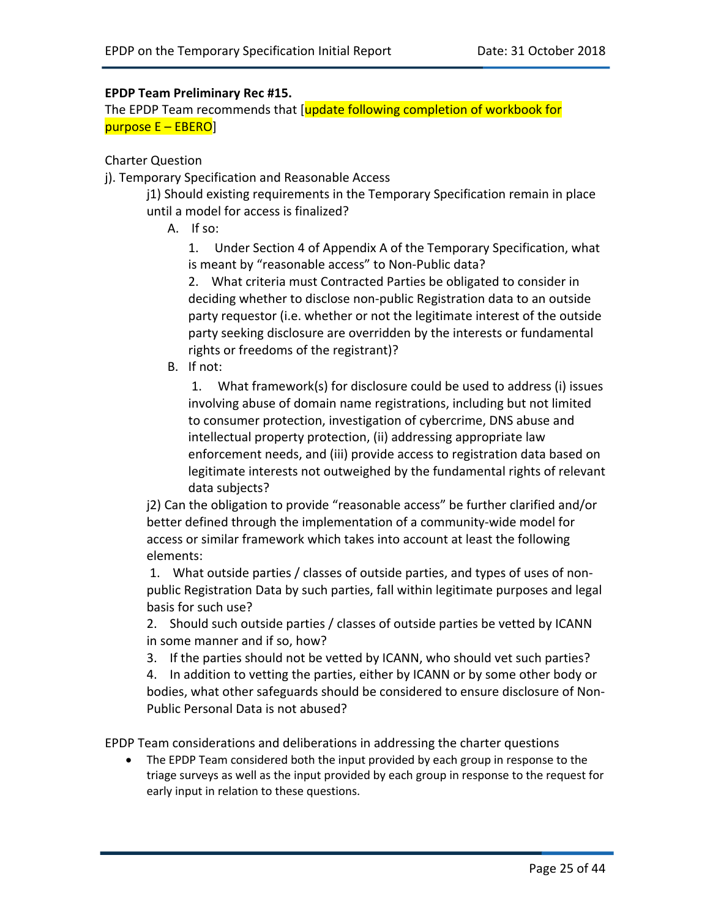**EPDP Team Preliminary Rec #15.**
The EPDP Team recommends that [update following completion of workbook for purpose E – EBERO]

Charter Question

j). Temporary Specification and Reasonable Access

j1) Should existing requirements in the Temporary Specification remain in place until a model for access is finalized?

A. If so:

1. Under Section 4 of Appendix A of the Temporary Specification, what is meant by "reasonable access" to Non-Public data?

2. What criteria must Contracted Parties be obligated to consider in deciding whether to disclose non-public Registration data to an outside party requestor (i.e. whether or not the legitimate interest of the outside party seeking disclosure are overridden by the interests or fundamental rights or freedoms of the registrant)?

B. If not:

1. What framework(s) for disclosure could be used to address (i) issues involving abuse of domain name registrations, including but not limited to consumer protection, investigation of cybercrime, DNS abuse and intellectual property protection, (ii) addressing appropriate law enforcement needs, and (iii) provide access to registration data based on legitimate interests not outweighed by the fundamental rights of relevant data subjects?

j2) Can the obligation to provide "reasonable access" be further clarified and/or better defined through the implementation of a community-wide model for access or similar framework which takes into account at least the following elements:

1. What outside parties / classes of outside parties, and types of uses of non-public Registration Data by such parties, fall within legitimate purposes and legal basis for such use?

2. Should such outside parties / classes of outside parties be vetted by ICANN in some manner and if so, how?

3. If the parties should not be vetted by ICANN, who should vet such parties?

4. In addition to vetting the parties, either by ICANN or by some other body or bodies, what other safeguards should be considered to ensure disclosure of Non-Public Personal Data is not abused?

EPDP Team considerations and deliberations in addressing the charter questions

- The EPDP Team considered both the input provided by each group in response to the triage surveys as well as the input provided by each group in response to the request for early input in relation to these questions.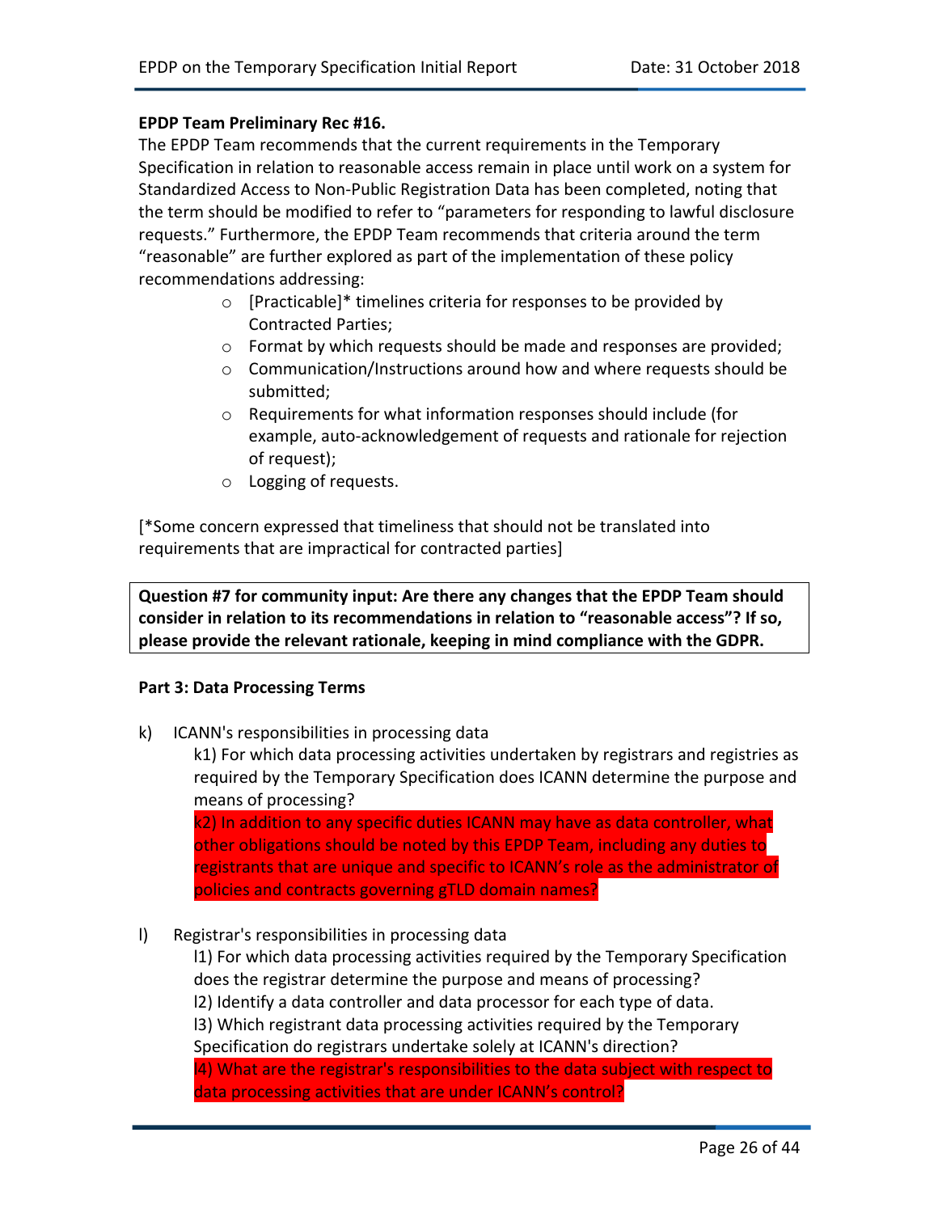**EPDP Team Preliminary Rec #16.**
The EPDP Team recommends that the current requirements in the Temporary Specification in relation to reasonable access remain in place until work on a system for Standardized Access to Non-Public Registration Data has been completed, noting that the term should be modified to refer to "parameters for responding to lawful disclosure requests." Furthermore, the EPDP Team recommends that criteria around the term "reasonable" are further explored as part of the implementation of these policy recommendations addressing:

- [Practicable]* timelines criteria for responses to be provided by Contracted Parties;
- Format by which requests should be made and responses are provided;
- Communication/Instructions around how and where requests should be submitted;
- Requirements for what information responses should include (for example, auto-acknowledgement of requests and rationale for rejection of request);
- Logging of requests.

[*Some concern expressed that timeliness that should not be translated into requirements that are impractical for contracted parties]

**Question #7 for community input: Are there any changes that the EPDP Team should consider in relation to its recommendations in relation to "reasonable access"? If so, please provide the relevant rationale, keeping in mind compliance with the GDPR.**

**Part 3: Data Processing Terms**

k) ICANN's responsibilities in processing data

k1) For which data processing activities undertaken by registrars and registries as required by the Temporary Specification does ICANN determine the purpose and means of processing?

k2) In addition to any specific duties ICANN may have as data controller, what other obligations should be noted by this EPDP Team, including any duties to registrants that are unique and specific to ICANN's role as the administrator of policies and contracts governing gTLD domain names?

l) Registrar's responsibilities in processing data

l1) For which data processing activities required by the Temporary Specification does the registrar determine the purpose and means of processing?

l2) Identify a data controller and data processor for each type of data.

l3) Which registrant data processing activities required by the Temporary Specification do registrars undertake solely at ICANN's direction?

l4) What are the registrar's responsibilities to the data subject with respect to data processing activities that are under ICANN's control?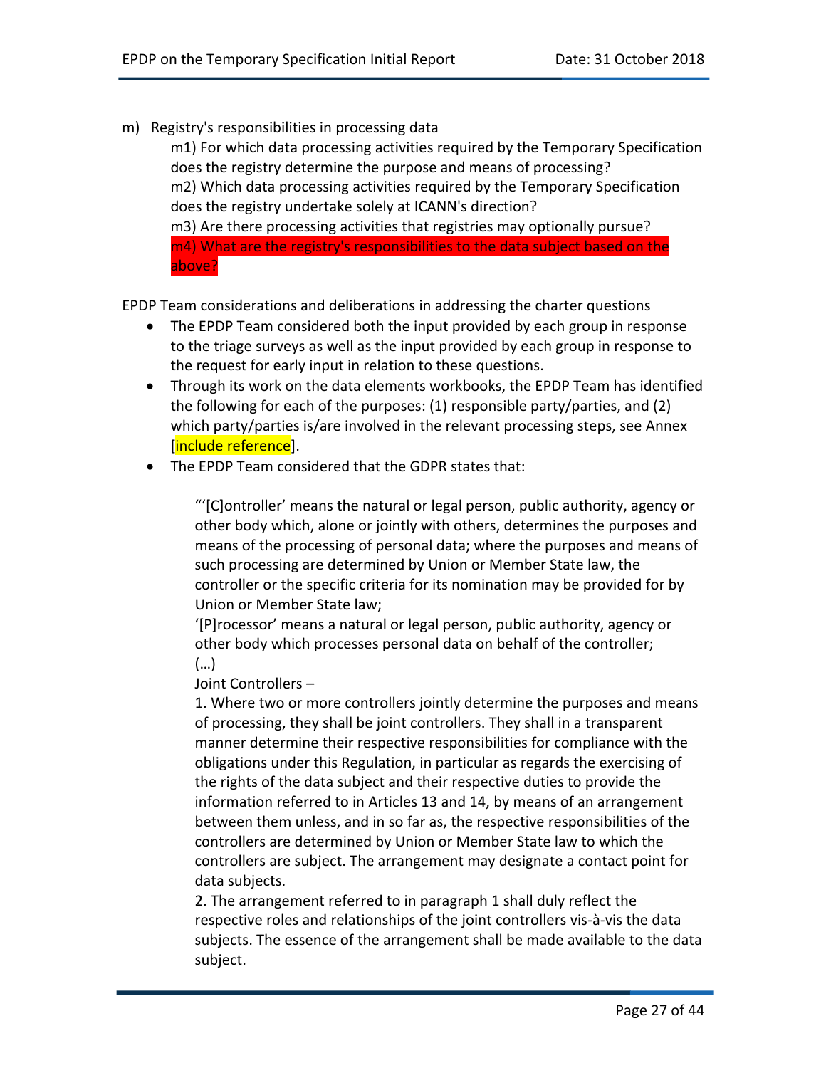m) Registry's responsibilities in processing data

  m1) For which data processing activities required by the Temporary Specification does the registry determine the purpose and means of processing?
  m2) Which data processing activities required by the Temporary Specification does the registry undertake solely at ICANN's direction?
  m3) Are there processing activities that registries may optionally pursue?
  m4) What are the registry's responsibilities to the data subject based on the above?

EPDP Team considerations and deliberations in addressing the charter questions

- The EPDP Team considered both the input provided by each group in response to the triage surveys as well as the input provided by each group in response to the request for early input in relation to these questions.
- Through its work on the data elements workbooks, the EPDP Team has identified the following for each of the purposes: (1) responsible party/parties, and (2) which party/parties is/are involved in the relevant processing steps, see Annex [include reference].
- The EPDP Team considered that the GDPR states that:

> "'[C]ontroller' means the natural or legal person, public authority, agency or other body which, alone or jointly with others, determines the purposes and means of the processing of personal data; where the purposes and means of such processing are determined by Union or Member State law, the controller or the specific criteria for its nomination may be provided for by Union or Member State law;
> '[P]rocessor' means a natural or legal person, public authority, agency or other body which processes personal data on behalf of the controller;
> (…)
> Joint Controllers –
> 1. Where two or more controllers jointly determine the purposes and means of processing, they shall be joint controllers. They shall in a transparent manner determine their respective responsibilities for compliance with the obligations under this Regulation, in particular as regards the exercising of the rights of the data subject and their respective duties to provide the information referred to in Articles 13 and 14, by means of an arrangement between them unless, and in so far as, the respective responsibilities of the controllers are determined by Union or Member State law to which the controllers are subject. The arrangement may designate a contact point for data subjects.
> 2. The arrangement referred to in paragraph 1 shall duly reflect the respective roles and relationships of the joint controllers vis-à-vis the data subjects. The essence of the arrangement shall be made available to the data subject.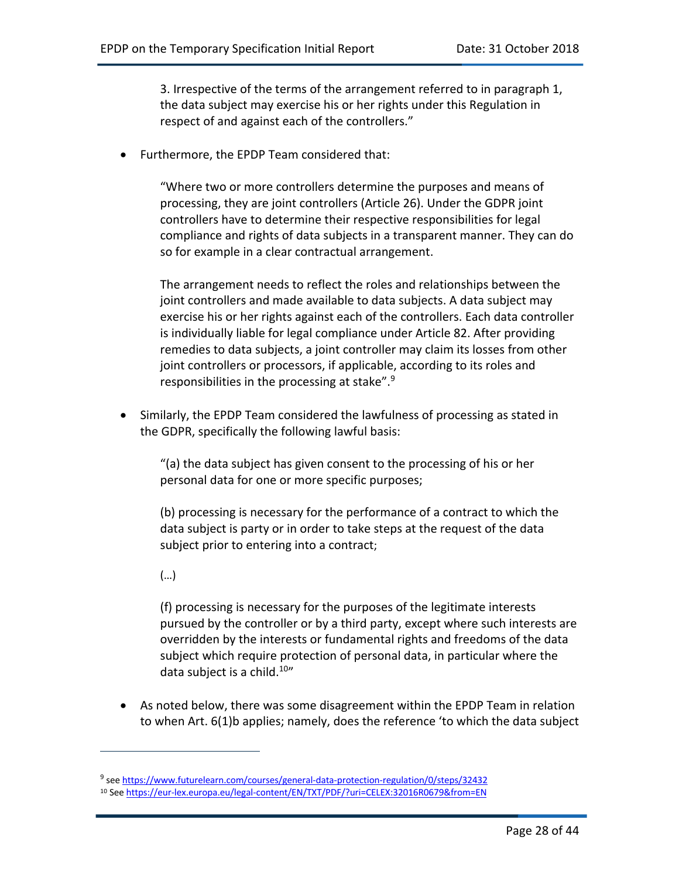> 3. Irrespective of the terms of the arrangement referred to in paragraph 1, the data subject may exercise his or her rights under this Regulation in respect of and against each of the controllers."

- Furthermore, the EPDP Team considered that:

  > "Where two or more controllers determine the purposes and means of processing, they are joint controllers (Article 26). Under the GDPR joint controllers have to determine their respective responsibilities for legal compliance and rights of data subjects in a transparent manner. They can do so for example in a clear contractual arrangement.
  >
  > The arrangement needs to reflect the roles and relationships between the joint controllers and made available to data subjects. A data subject may exercise his or her rights against each of the controllers. Each data controller is individually liable for legal compliance under Article 82. After providing remedies to data subjects, a joint controller may claim its losses from other joint controllers or processors, if applicable, according to its roles and responsibilities in the processing at stake".[9]

- Similarly, the EPDP Team considered the lawfulness of processing as stated in the GDPR, specifically the following lawful basis:

  > "(a) the data subject has given consent to the processing of his or her personal data for one or more specific purposes;
  >
  > (b) processing is necessary for the performance of a contract to which the data subject is party or in order to take steps at the request of the data subject prior to entering into a contract;
  >
  > (…)
  >
  > (f) processing is necessary for the purposes of the legitimate interests pursued by the controller or by a third party, except where such interests are overridden by the interests or fundamental rights and freedoms of the data subject which require protection of personal data, in particular where the data subject is a child.[10]"

- As noted below, there was some disagreement within the EPDP Team in relation to when Art. 6(1)b applies; namely, does the reference 'to which the data subject

---

[9] see https://www.futurelearn.com/courses/general-data-protection-regulation/0/steps/32432

[10] See https://eur-lex.europa.eu/legal-content/EN/TXT/PDF/?uri=CELEX:32016R0679&from=EN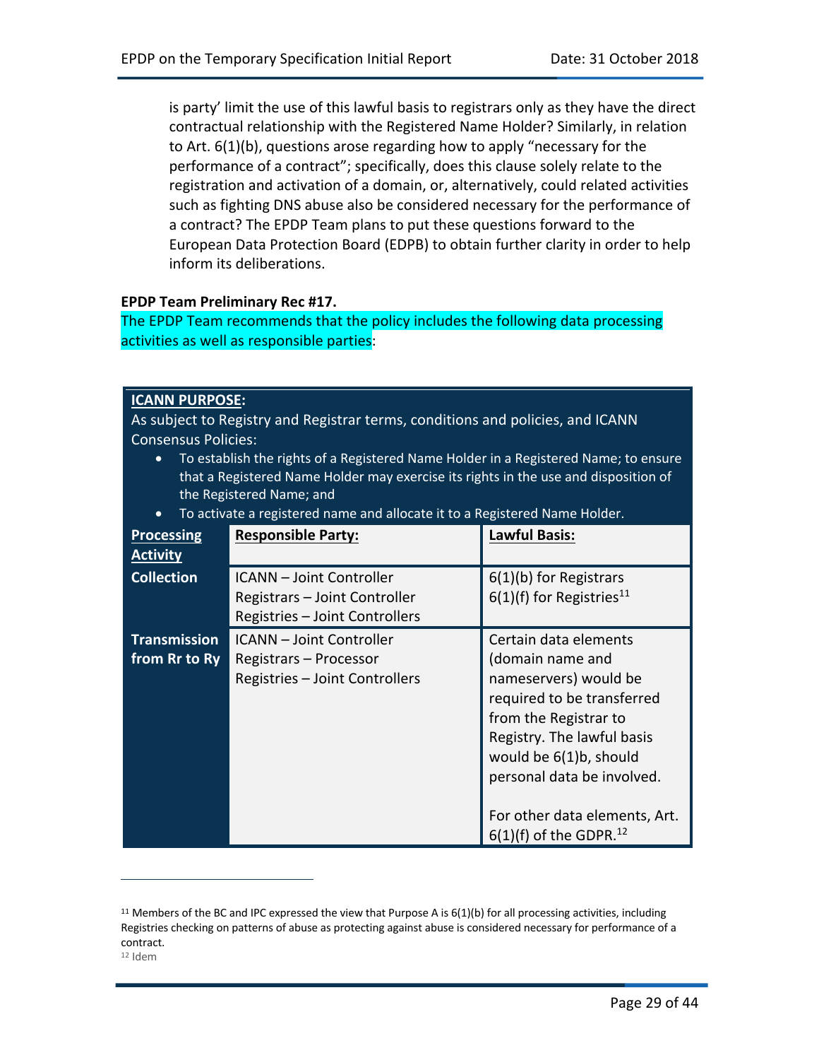is party' limit the use of this lawful basis to registrars only as they have the direct contractual relationship with the Registered Name Holder? Similarly, in relation to Art. 6(1)(b), questions arose regarding how to apply "necessary for the performance of a contract"; specifically, does this clause solely relate to the registration and activation of a domain, or, alternatively, could related activities such as fighting DNS abuse also be considered necessary for the performance of a contract? The EPDP Team plans to put these questions forward to the European Data Protection Board (EDPB) to obtain further clarity in order to help inform its deliberations.

**EPDP Team Preliminary Rec #17.**

The EPDP Team recommends that the policy includes the following data processing activities as well as responsible parties:

**ICANN PURPOSE:**

As subject to Registry and Registrar terms, conditions and policies, and ICANN Consensus Policies:

- To establish the rights of a Registered Name Holder in a Registered Name; to ensure that a Registered Name Holder may exercise its rights in the use and disposition of the Registered Name; and
- To activate a registered name and allocate it to a Registered Name Holder.

| **Processing Activity** | **Responsible Party:** | **Lawful Basis:** |
|---|---|---|
| **Collection** | ICANN – Joint Controller<br>Registrars – Joint Controller<br>Registries – Joint Controllers | 6(1)(b) for Registrars<br>6(1)(f) for Registries[11] |
| **Transmission from Rr to Ry** | ICANN – Joint Controller<br>Registrars – Processor<br>Registries – Joint Controllers | Certain data elements (domain name and nameservers) would be required to be transferred from the Registrar to Registry. The lawful basis would be 6(1)b, should personal data be involved.<br><br>For other data elements, Art. 6(1)(f) of the GDPR.[12] |

[11] Members of the BC and IPC expressed the view that Purpose A is 6(1)(b) for all processing activities, including Registries checking on patterns of abuse as protecting against abuse is considered necessary for performance of a contract.

[12] Idem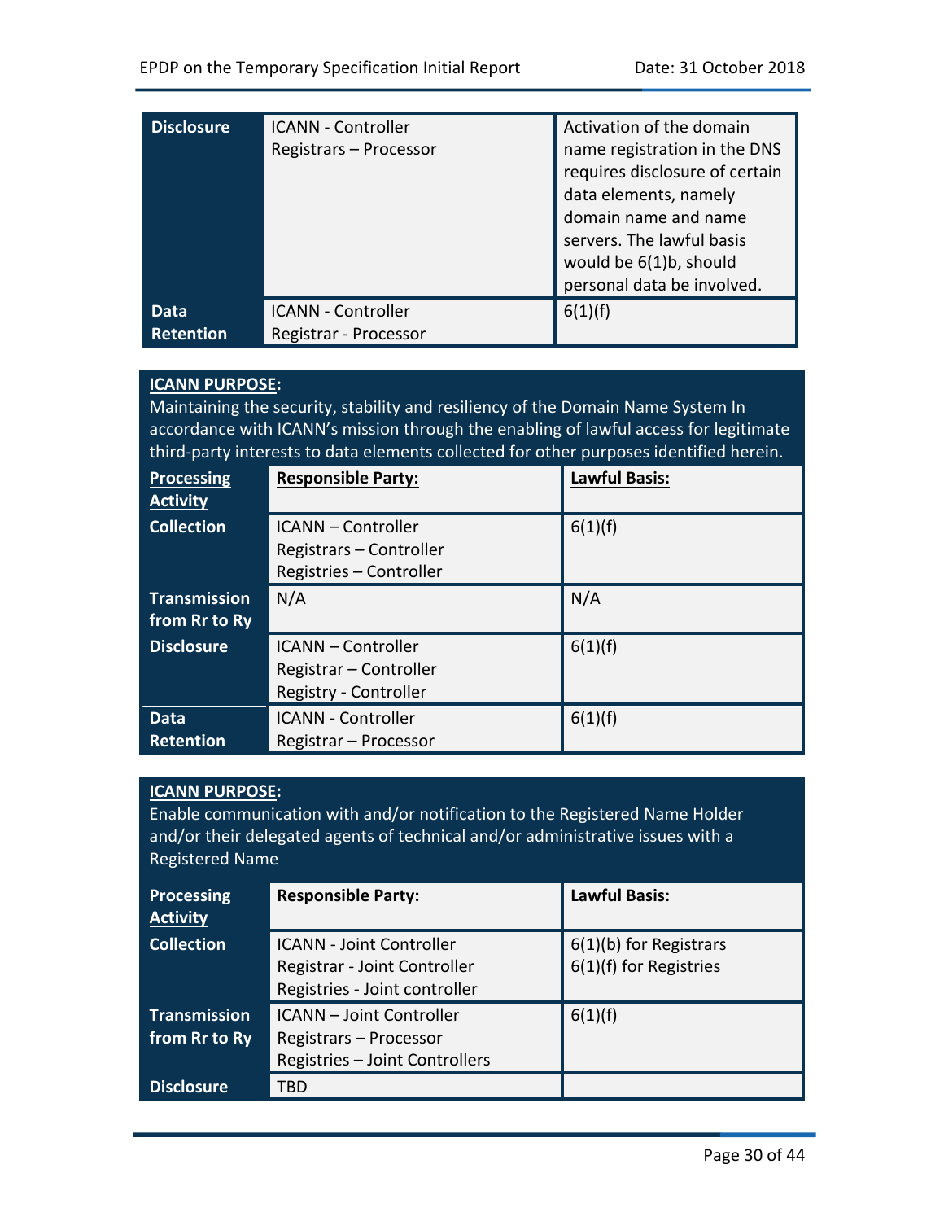| | | |
|---|---|---|
| **Disclosure** | ICANN - Controller<br>Registrars – Processor | Activation of the domain name registration in the DNS requires disclosure of certain data elements, namely domain name and name servers. The lawful basis would be 6(1)b, should personal data be involved. |
| **Data Retention** | ICANN - Controller<br>Registrar - Processor | 6(1)(f) |

**ICANN PURPOSE:**
Maintaining the security, stability and resiliency of the Domain Name System In accordance with ICANN's mission through the enabling of lawful access for legitimate third-party interests to data elements collected for other purposes identified herein.

| **Processing Activity** | **Responsible Party:** | **Lawful Basis:** |
|---|---|---|
| **Collection** | ICANN – Controller<br>Registrars – Controller<br>Registries – Controller | 6(1)(f) |
| **Transmission from Rr to Ry** | N/A | N/A |
| **Disclosure** | ICANN – Controller<br>Registrar – Controller<br>Registry - Controller | 6(1)(f) |
| **Data Retention** | ICANN - Controller<br>Registrar – Processor | 6(1)(f) |

**ICANN PURPOSE:**
Enable communication with and/or notification to the Registered Name Holder and/or their delegated agents of technical and/or administrative issues with a Registered Name

| **Processing Activity** | **Responsible Party:** | **Lawful Basis:** |
|---|---|---|
| **Collection** | ICANN - Joint Controller<br>Registrar - Joint Controller<br>Registries - Joint controller | 6(1)(b) for Registrars<br>6(1)(f) for Registries |
| **Transmission from Rr to Ry** | ICANN – Joint Controller<br>Registrars – Processor<br>Registries – Joint Controllers | 6(1)(f) |
| **Disclosure** | TBD | |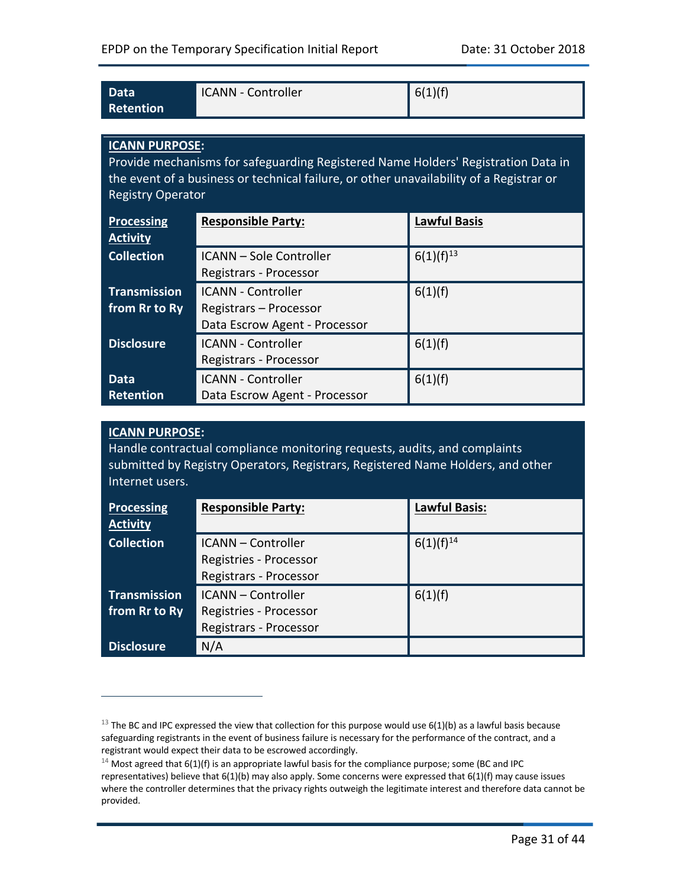| Data Retention | ICANN - Controller | 6(1)(f) |
|---|---|---|

**ICANN PURPOSE:**
Provide mechanisms for safeguarding Registered Name Holders' Registration Data in the event of a business or technical failure, or other unavailability of a Registrar or Registry Operator

| Processing Activity | Responsible Party: | Lawful Basis |
|---|---|---|
| Collection | ICANN – Sole Controller<br>Registrars - Processor | 6(1)(f)[13] |
| Transmission from Rr to Ry | ICANN - Controller<br>Registrars – Processor<br>Data Escrow Agent - Processor | 6(1)(f) |
| Disclosure | ICANN - Controller<br>Registrars - Processor | 6(1)(f) |
| Data Retention | ICANN - Controller<br>Data Escrow Agent - Processor | 6(1)(f) |

**ICANN PURPOSE:**
Handle contractual compliance monitoring requests, audits, and complaints submitted by Registry Operators, Registrars, Registered Name Holders, and other Internet users.

| Processing Activity | Responsible Party: | Lawful Basis: |
|---|---|---|
| Collection | ICANN – Controller<br>Registries - Processor<br>Registrars - Processor | 6(1)(f)[14] |
| Transmission from Rr to Ry | ICANN – Controller<br>Registries - Processor<br>Registrars - Processor | 6(1)(f) |
| Disclosure | N/A | |

[13] The BC and IPC expressed the view that collection for this purpose would use 6(1)(b) as a lawful basis because safeguarding registrants in the event of business failure is necessary for the performance of the contract, and a registrant would expect their data to be escrowed accordingly.

[14] Most agreed that 6(1)(f) is an appropriate lawful basis for the compliance purpose; some (BC and IPC representatives) believe that 6(1)(b) may also apply. Some concerns were expressed that 6(1)(f) may cause issues where the controller determines that the privacy rights outweigh the legitimate interest and therefore data cannot be provided.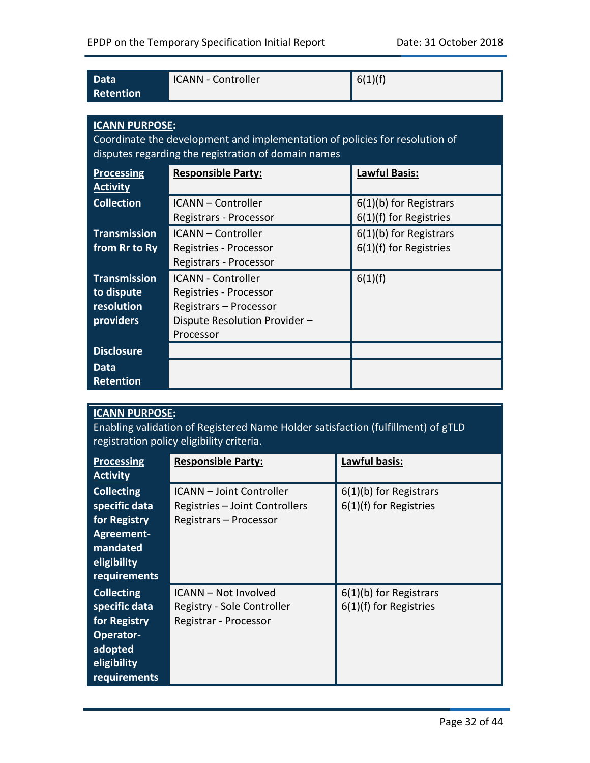| Data Retention | ICANN - Controller | 6(1)(f) |
|---|---|---|

| **ICANN PURPOSE:** Coordinate the development and implementation of policies for resolution of disputes regarding the registration of domain names | | |
|---|---|---|
| **Processing Activity** | **Responsible Party:** | **Lawful Basis:** |
| **Collection** | ICANN – Controller<br>Registrars - Processor | 6(1)(b) for Registrars<br>6(1)(f) for Registries |
| **Transmission from Rr to Ry** | ICANN – Controller<br>Registries - Processor<br>Registrars - Processor | 6(1)(b) for Registrars<br>6(1)(f) for Registries |
| **Transmission to dispute resolution providers** | ICANN - Controller<br>Registries - Processor<br>Registrars – Processor<br>Dispute Resolution Provider – Processor | 6(1)(f) |
| **Disclosure** | | |
| **Data Retention** | | |

| **ICANN PURPOSE:** Enabling validation of Registered Name Holder satisfaction (fulfillment) of gTLD registration policy eligibility criteria. | | |
|---|---|---|
| **Processing Activity** | **Responsible Party:** | **Lawful basis:** |
| **Collecting specific data for Registry Agreement-mandated eligibility requirements** | ICANN – Joint Controller<br>Registries – Joint Controllers<br>Registrars – Processor | 6(1)(b) for Registrars<br>6(1)(f) for Registries |
| **Collecting specific data for Registry Operator-adopted eligibility requirements** | ICANN – Not Involved<br>Registry - Sole Controller<br>Registrar - Processor | 6(1)(b) for Registrars<br>6(1)(f) for Registries |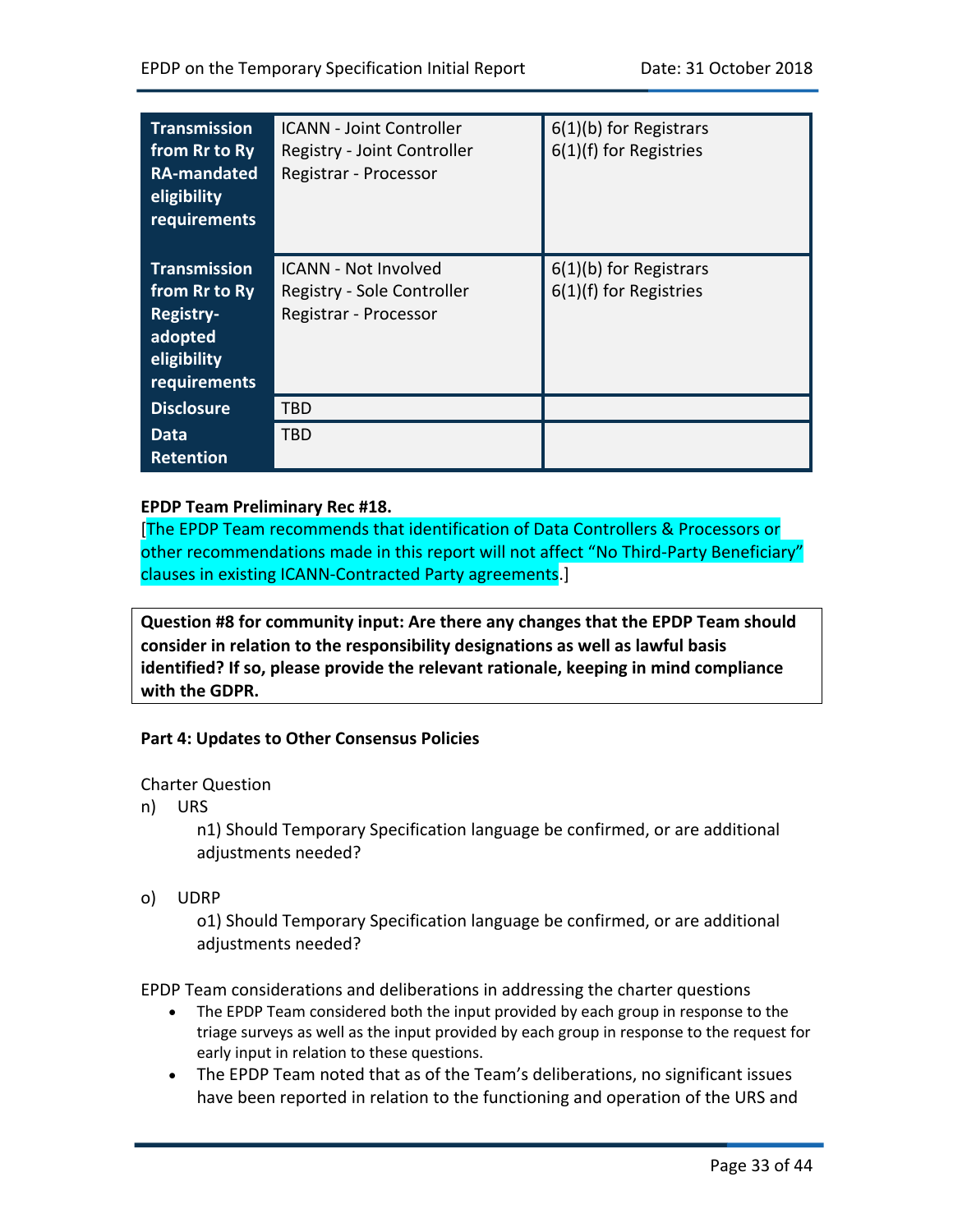| | | |
|---|---|---|
| **Transmission from Rr to Ry RA-mandated eligibility requirements** | ICANN - Joint Controller<br>Registry - Joint Controller<br>Registrar - Processor | 6(1)(b) for Registrars<br>6(1)(f) for Registries |
| **Transmission from Rr to Ry Registry-adopted eligibility requirements** | ICANN - Not Involved<br>Registry - Sole Controller<br>Registrar - Processor | 6(1)(b) for Registrars<br>6(1)(f) for Registries |
| **Disclosure** | TBD | |
| **Data Retention** | TBD | |

**EPDP Team Preliminary Rec #18.**

[The EPDP Team recommends that identification of Data Controllers & Processors or other recommendations made in this report will not affect "No Third-Party Beneficiary" clauses in existing ICANN-Contracted Party agreements.]

**Question #8 for community input: Are there any changes that the EPDP Team should consider in relation to the responsibility designations as well as lawful basis identified? If so, please provide the relevant rationale, keeping in mind compliance with the GDPR.**

**Part 4: Updates to Other Consensus Policies**

Charter Question

n) URS

n1) Should Temporary Specification language be confirmed, or are additional adjustments needed?

o) UDRP

o1) Should Temporary Specification language be confirmed, or are additional adjustments needed?

EPDP Team considerations and deliberations in addressing the charter questions

- The EPDP Team considered both the input provided by each group in response to the triage surveys as well as the input provided by each group in response to the request for early input in relation to these questions.
- The EPDP Team noted that as of the Team's deliberations, no significant issues have been reported in relation to the functioning and operation of the URS and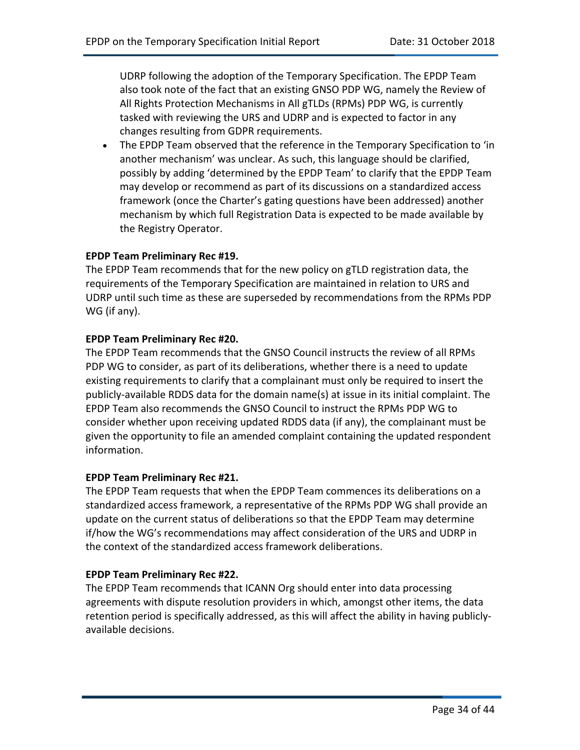UDRP following the adoption of the Temporary Specification. The EPDP Team also took note of the fact that an existing GNSO PDP WG, namely the Review of All Rights Protection Mechanisms in All gTLDs (RPMs) PDP WG, is currently tasked with reviewing the URS and UDRP and is expected to factor in any changes resulting from GDPR requirements.

- The EPDP Team observed that the reference in the Temporary Specification to 'in another mechanism' was unclear. As such, this language should be clarified, possibly by adding 'determined by the EPDP Team' to clarify that the EPDP Team may develop or recommend as part of its discussions on a standardized access framework (once the Charter's gating questions have been addressed) another mechanism by which full Registration Data is expected to be made available by the Registry Operator.

**EPDP Team Preliminary Rec #19.**

The EPDP Team recommends that for the new policy on gTLD registration data, the requirements of the Temporary Specification are maintained in relation to URS and UDRP until such time as these are superseded by recommendations from the RPMs PDP WG (if any).

**EPDP Team Preliminary Rec #20.**

The EPDP Team recommends that the GNSO Council instructs the review of all RPMs PDP WG to consider, as part of its deliberations, whether there is a need to update existing requirements to clarify that a complainant must only be required to insert the publicly-available RDDS data for the domain name(s) at issue in its initial complaint. The EPDP Team also recommends the GNSO Council to instruct the RPMs PDP WG to consider whether upon receiving updated RDDS data (if any), the complainant must be given the opportunity to file an amended complaint containing the updated respondent information.

**EPDP Team Preliminary Rec #21.**

The EPDP Team requests that when the EPDP Team commences its deliberations on a standardized access framework, a representative of the RPMs PDP WG shall provide an update on the current status of deliberations so that the EPDP Team may determine if/how the WG's recommendations may affect consideration of the URS and UDRP in the context of the standardized access framework deliberations.

**EPDP Team Preliminary Rec #22.**

The EPDP Team recommends that ICANN Org should enter into data processing agreements with dispute resolution providers in which, amongst other items, the data retention period is specifically addressed, as this will affect the ability in having publicly-available decisions.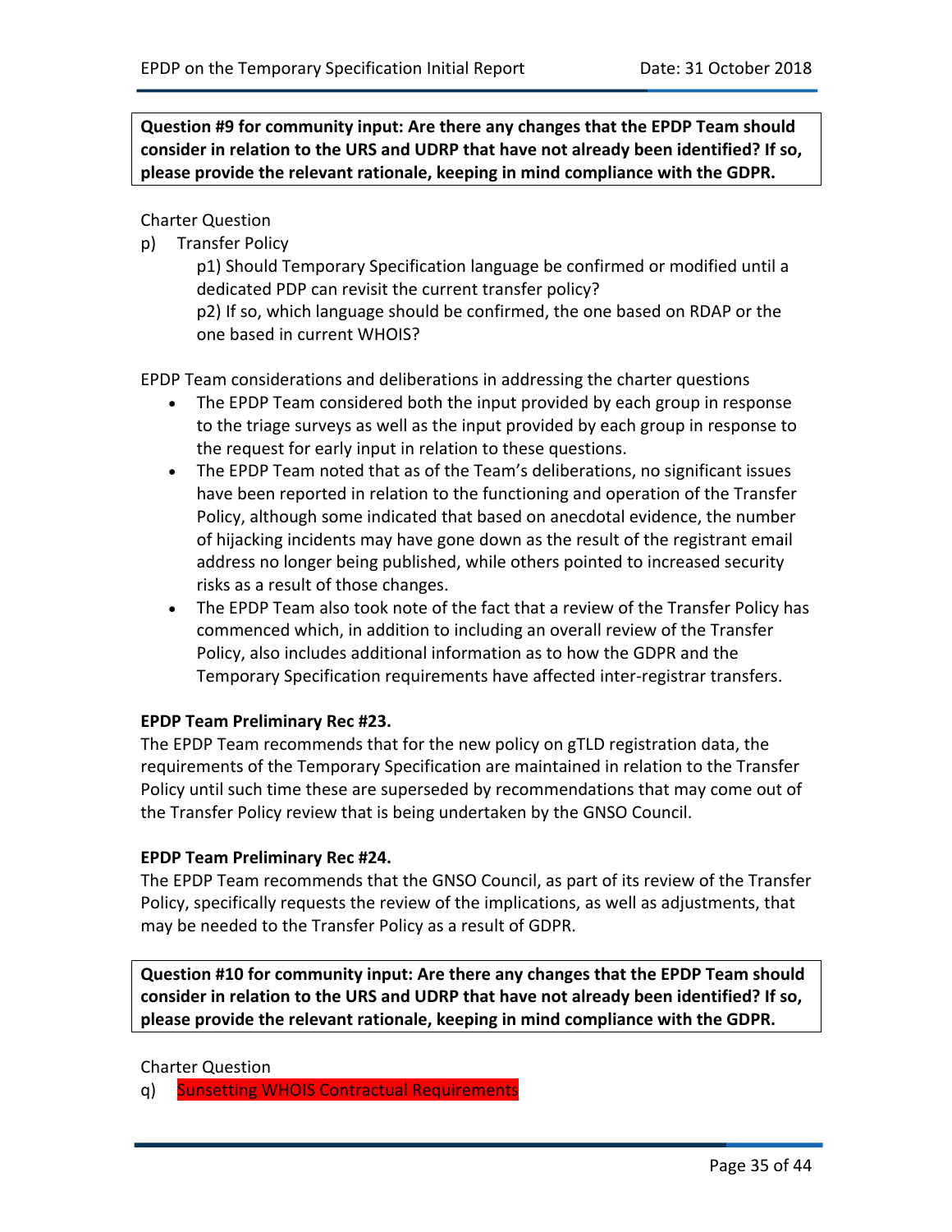**Question #9 for community input: Are there any changes that the EPDP Team should consider in relation to the URS and UDRP that have not already been identified? If so, please provide the relevant rationale, keeping in mind compliance with the GDPR.**

Charter Question

p) Transfer Policy

p1) Should Temporary Specification language be confirmed or modified until a dedicated PDP can revisit the current transfer policy?

p2) If so, which language should be confirmed, the one based on RDAP or the one based in current WHOIS?

EPDP Team considerations and deliberations in addressing the charter questions

- The EPDP Team considered both the input provided by each group in response to the triage surveys as well as the input provided by each group in response to the request for early input in relation to these questions.
- The EPDP Team noted that as of the Team's deliberations, no significant issues have been reported in relation to the functioning and operation of the Transfer Policy, although some indicated that based on anecdotal evidence, the number of hijacking incidents may have gone down as the result of the registrant email address no longer being published, while others pointed to increased security risks as a result of those changes.
- The EPDP Team also took note of the fact that a review of the Transfer Policy has commenced which, in addition to including an overall review of the Transfer Policy, also includes additional information as to how the GDPR and the Temporary Specification requirements have affected inter-registrar transfers.

**EPDP Team Preliminary Rec #23.**

The EPDP Team recommends that for the new policy on gTLD registration data, the requirements of the Temporary Specification are maintained in relation to the Transfer Policy until such time these are superseded by recommendations that may come out of the Transfer Policy review that is being undertaken by the GNSO Council.

**EPDP Team Preliminary Rec #24.**

The EPDP Team recommends that the GNSO Council, as part of its review of the Transfer Policy, specifically requests the review of the implications, as well as adjustments, that may be needed to the Transfer Policy as a result of GDPR.

**Question #10 for community input: Are there any changes that the EPDP Team should consider in relation to the URS and UDRP that have not already been identified? If so, please provide the relevant rationale, keeping in mind compliance with the GDPR.**

Charter Question

q) Sunsetting WHOIS Contractual Requirements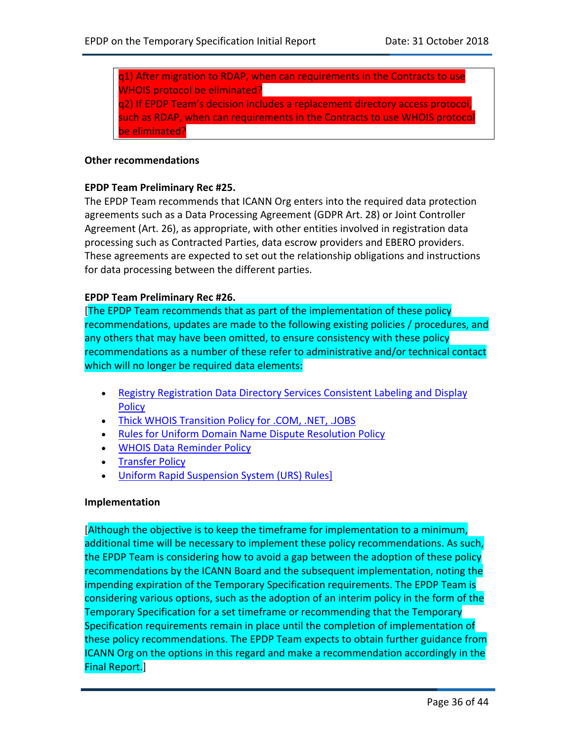> q1) After migration to RDAP, when can requirements in the Contracts to use WHOIS protocol be eliminated?
> q2) If EPDP Team's decision includes a replacement directory access protocol, such as RDAP, when can requirements in the Contracts to use WHOIS protocol be eliminated?

**Other recommendations**

**EPDP Team Preliminary Rec #25.**

The EPDP Team recommends that ICANN Org enters into the required data protection agreements such as a Data Processing Agreement (GDPR Art. 28) or Joint Controller Agreement (Art. 26), as appropriate, with other entities involved in registration data processing such as Contracted Parties, data escrow providers and EBERO providers. These agreements are expected to set out the relationship obligations and instructions for data processing between the different parties.

**EPDP Team Preliminary Rec #26.**

[The EPDP Team recommends that as part of the implementation of these policy recommendations, updates are made to the following existing policies / procedures, and any others that may have been omitted, to ensure consistency with these policy recommendations as a number of these refer to administrative and/or technical contact which will no longer be required data elements:

- Registry Registration Data Directory Services Consistent Labeling and Display Policy
- Thick WHOIS Transition Policy for .COM, .NET, .JOBS
- Rules for Uniform Domain Name Dispute Resolution Policy
- WHOIS Data Reminder Policy
- Transfer Policy
- Uniform Rapid Suspension System (URS) Rules]

**Implementation**

[Although the objective is to keep the timeframe for implementation to a minimum, additional time will be necessary to implement these policy recommendations. As such, the EPDP Team is considering how to avoid a gap between the adoption of these policy recommendations by the ICANN Board and the subsequent implementation, noting the impending expiration of the Temporary Specification requirements. The EPDP Team is considering various options, such as the adoption of an interim policy in the form of the Temporary Specification for a set timeframe or recommending that the Temporary Specification requirements remain in place until the completion of implementation of these policy recommendations. The EPDP Team expects to obtain further guidance from ICANN Org on the options in this regard and make a recommendation accordingly in the Final Report.]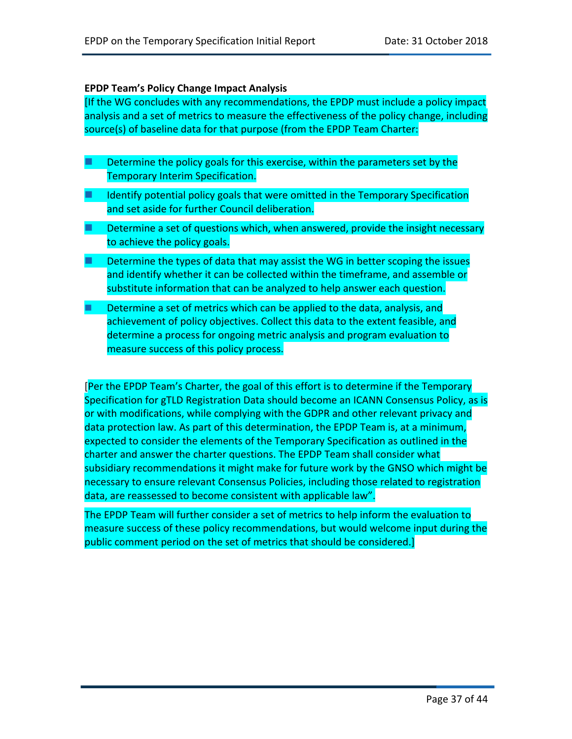**EPDP Team's Policy Change Impact Analysis**

[If the WG concludes with any recommendations, the EPDP must include a policy impact analysis and a set of metrics to measure the effectiveness of the policy change, including source(s) of baseline data for that purpose (from the EPDP Team Charter:

- Determine the policy goals for this exercise, within the parameters set by the Temporary Interim Specification.
- Identify potential policy goals that were omitted in the Temporary Specification and set aside for further Council deliberation.
- Determine a set of questions which, when answered, provide the insight necessary to achieve the policy goals.
- Determine the types of data that may assist the WG in better scoping the issues and identify whether it can be collected within the timeframe, and assemble or substitute information that can be analyzed to help answer each question.
- Determine a set of metrics which can be applied to the data, analysis, and achievement of policy objectives. Collect this data to the extent feasible, and determine a process for ongoing metric analysis and program evaluation to measure success of this policy process.

[Per the EPDP Team's Charter, the goal of this effort is to determine if the Temporary Specification for gTLD Registration Data should become an ICANN Consensus Policy, as is or with modifications, while complying with the GDPR and other relevant privacy and data protection law. As part of this determination, the EPDP Team is, at a minimum, expected to consider the elements of the Temporary Specification as outlined in the charter and answer the charter questions. The EPDP Team shall consider what subsidiary recommendations it might make for future work by the GNSO which might be necessary to ensure relevant Consensus Policies, including those related to registration data, are reassessed to become consistent with applicable law".

The EPDP Team will further consider a set of metrics to help inform the evaluation to measure success of these policy recommendations, but would welcome input during the public comment period on the set of metrics that should be considered.]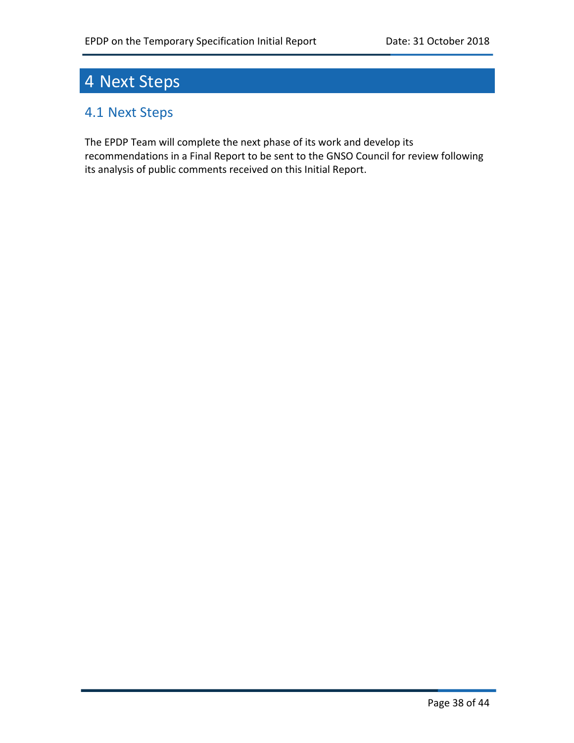# 4 Next Steps

## 4.1 Next Steps

The EPDP Team will complete the next phase of its work and develop its recommendations in a Final Report to be sent to the GNSO Council for review following its analysis of public comments received on this Initial Report.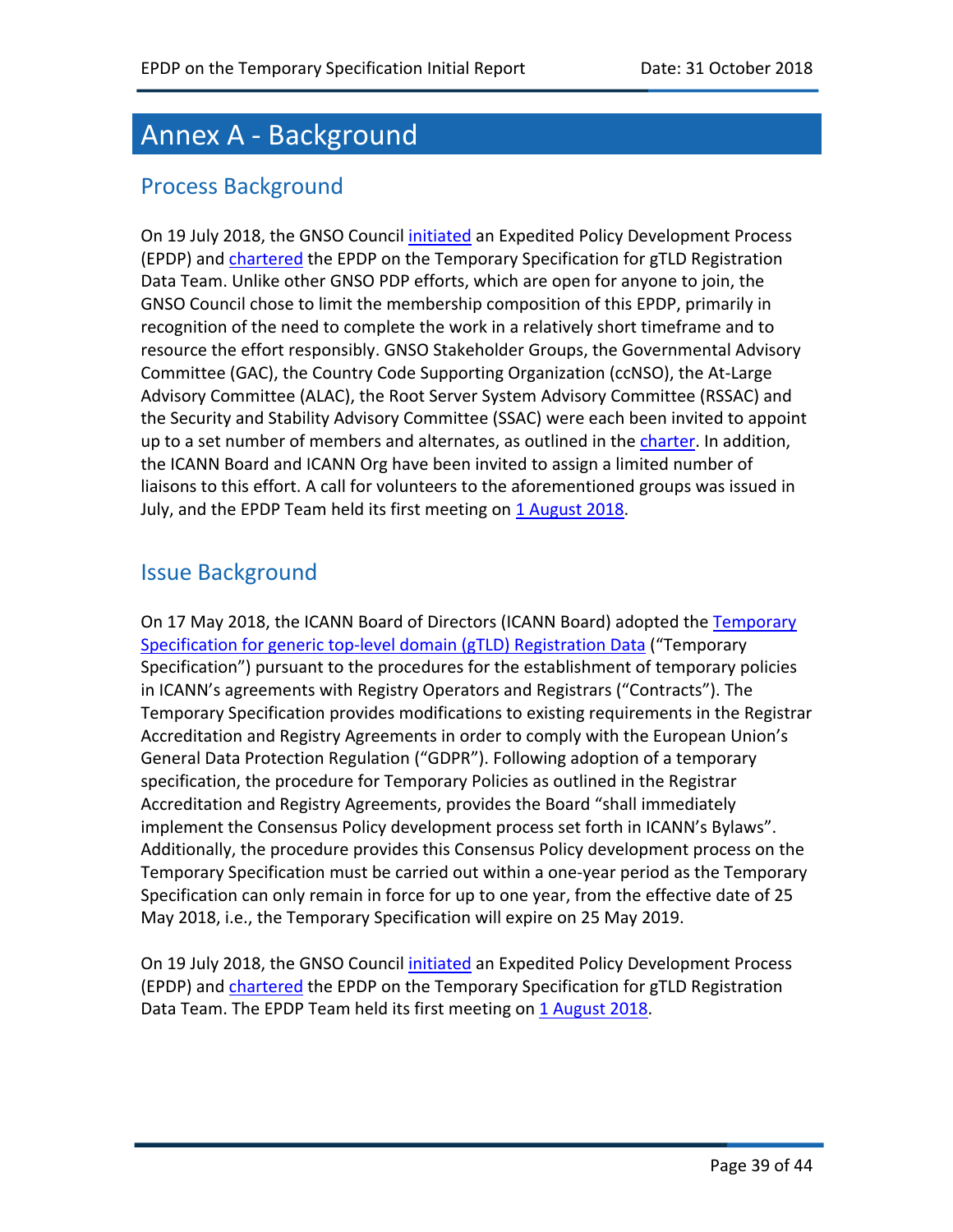# Annex A - Background

## Process Background

On 19 July 2018, the GNSO Council initiated an Expedited Policy Development Process (EPDP) and chartered the EPDP on the Temporary Specification for gTLD Registration Data Team. Unlike other GNSO PDP efforts, which are open for anyone to join, the GNSO Council chose to limit the membership composition of this EPDP, primarily in recognition of the need to complete the work in a relatively short timeframe and to resource the effort responsibly. GNSO Stakeholder Groups, the Governmental Advisory Committee (GAC), the Country Code Supporting Organization (ccNSO), the At-Large Advisory Committee (ALAC), the Root Server System Advisory Committee (RSSAC) and the Security and Stability Advisory Committee (SSAC) were each been invited to appoint up to a set number of members and alternates, as outlined in the charter. In addition, the ICANN Board and ICANN Org have been invited to assign a limited number of liaisons to this effort. A call for volunteers to the aforementioned groups was issued in July, and the EPDP Team held its first meeting on 1 August 2018.

## Issue Background

On 17 May 2018, the ICANN Board of Directors (ICANN Board) adopted the Temporary Specification for generic top-level domain (gTLD) Registration Data ("Temporary Specification") pursuant to the procedures for the establishment of temporary policies in ICANN's agreements with Registry Operators and Registrars ("Contracts"). The Temporary Specification provides modifications to existing requirements in the Registrar Accreditation and Registry Agreements in order to comply with the European Union's General Data Protection Regulation ("GDPR"). Following adoption of a temporary specification, the procedure for Temporary Policies as outlined in the Registrar Accreditation and Registry Agreements, provides the Board "shall immediately implement the Consensus Policy development process set forth in ICANN's Bylaws". Additionally, the procedure provides this Consensus Policy development process on the Temporary Specification must be carried out within a one-year period as the Temporary Specification can only remain in force for up to one year, from the effective date of 25 May 2018, i.e., the Temporary Specification will expire on 25 May 2019.

On 19 July 2018, the GNSO Council initiated an Expedited Policy Development Process (EPDP) and chartered the EPDP on the Temporary Specification for gTLD Registration Data Team. The EPDP Team held its first meeting on 1 August 2018.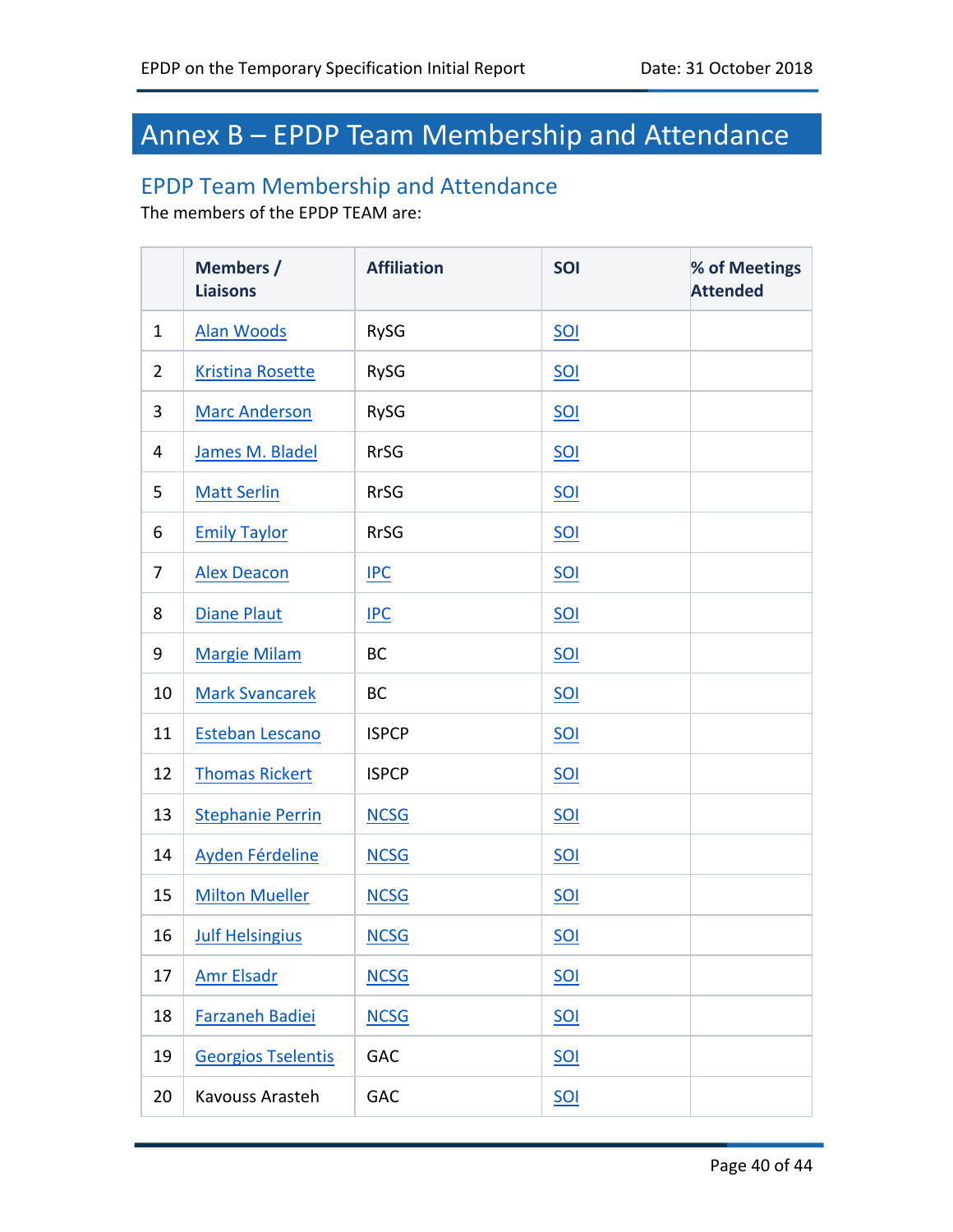# Annex B – EPDP Team Membership and Attendance

## EPDP Team Membership and Attendance

The members of the EPDP TEAM are:

| | Members / Liaisons | Affiliation | SOI | % of Meetings Attended |
|---|---|---|---|---|
| 1 | Alan Woods | RySG | SOI | |
| 2 | Kristina Rosette | RySG | SOI | |
| 3 | Marc Anderson | RySG | SOI | |
| 4 | James M. Bladel | RrSG | SOI | |
| 5 | Matt Serlin | RrSG | SOI | |
| 6 | Emily Taylor | RrSG | SOI | |
| 7 | Alex Deacon | IPC | SOI | |
| 8 | Diane Plaut | IPC | SOI | |
| 9 | Margie Milam | BC | SOI | |
| 10 | Mark Svancarek | BC | SOI | |
| 11 | Esteban Lescano | ISPCP | SOI | |
| 12 | Thomas Rickert | ISPCP | SOI | |
| 13 | Stephanie Perrin | NCSG | SOI | |
| 14 | Ayden Férdeline | NCSG | SOI | |
| 15 | Milton Mueller | NCSG | SOI | |
| 16 | Julf Helsingius | NCSG | SOI | |
| 17 | Amr Elsadr | NCSG | SOI | |
| 18 | Farzaneh Badiei | NCSG | SOI | |
| 19 | Georgios Tselentis | GAC | SOI | |
| 20 | Kavouss Arasteh | GAC | SOI | |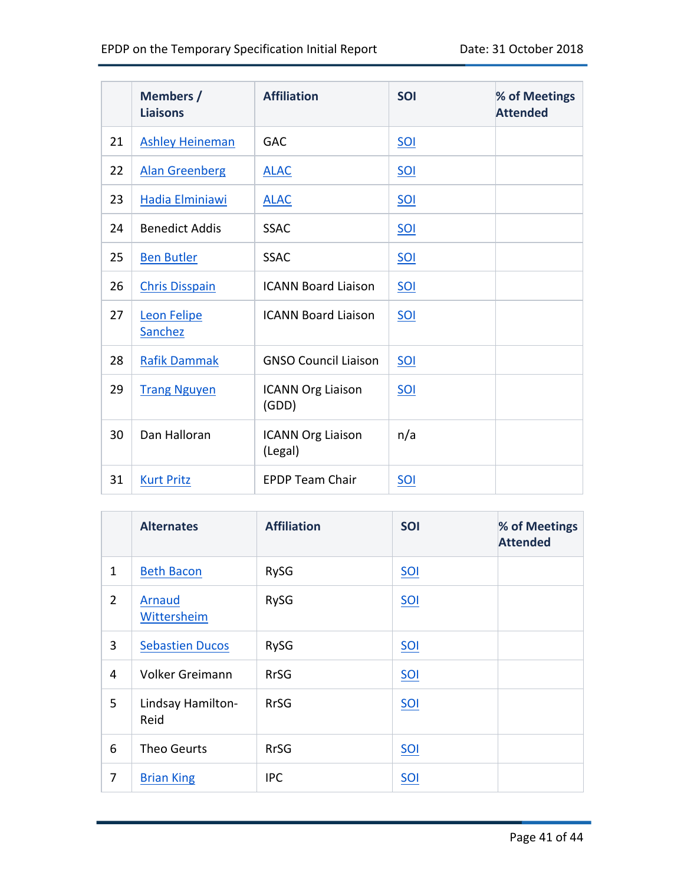| | Members / Liaisons | Affiliation | SOI | % of Meetings Attended |
|---|---|---|---|---|
| 21 | Ashley Heineman | GAC | SOI | |
| 22 | Alan Greenberg | ALAC | SOI | |
| 23 | Hadia Elminiawi | ALAC | SOI | |
| 24 | Benedict Addis | SSAC | SOI | |
| 25 | Ben Butler | SSAC | SOI | |
| 26 | Chris Disspain | ICANN Board Liaison | SOI | |
| 27 | Leon Felipe Sanchez | ICANN Board Liaison | SOI | |
| 28 | Rafik Dammak | GNSO Council Liaison | SOI | |
| 29 | Trang Nguyen | ICANN Org Liaison (GDD) | SOI | |
| 30 | Dan Halloran | ICANN Org Liaison (Legal) | n/a | |
| 31 | Kurt Pritz | EPDP Team Chair | SOI | |

| | Alternates | Affiliation | SOI | % of Meetings Attended |
|---|---|---|---|---|
| 1 | Beth Bacon | RySG | SOI | |
| 2 | Arnaud Wittersheim | RySG | SOI | |
| 3 | Sebastien Ducos | RySG | SOI | |
| 4 | Volker Greimann | RrSG | SOI | |
| 5 | Lindsay Hamilton-Reid | RrSG | SOI | |
| 6 | Theo Geurts | RrSG | SOI | |
| 7 | Brian King | IPC | SOI | |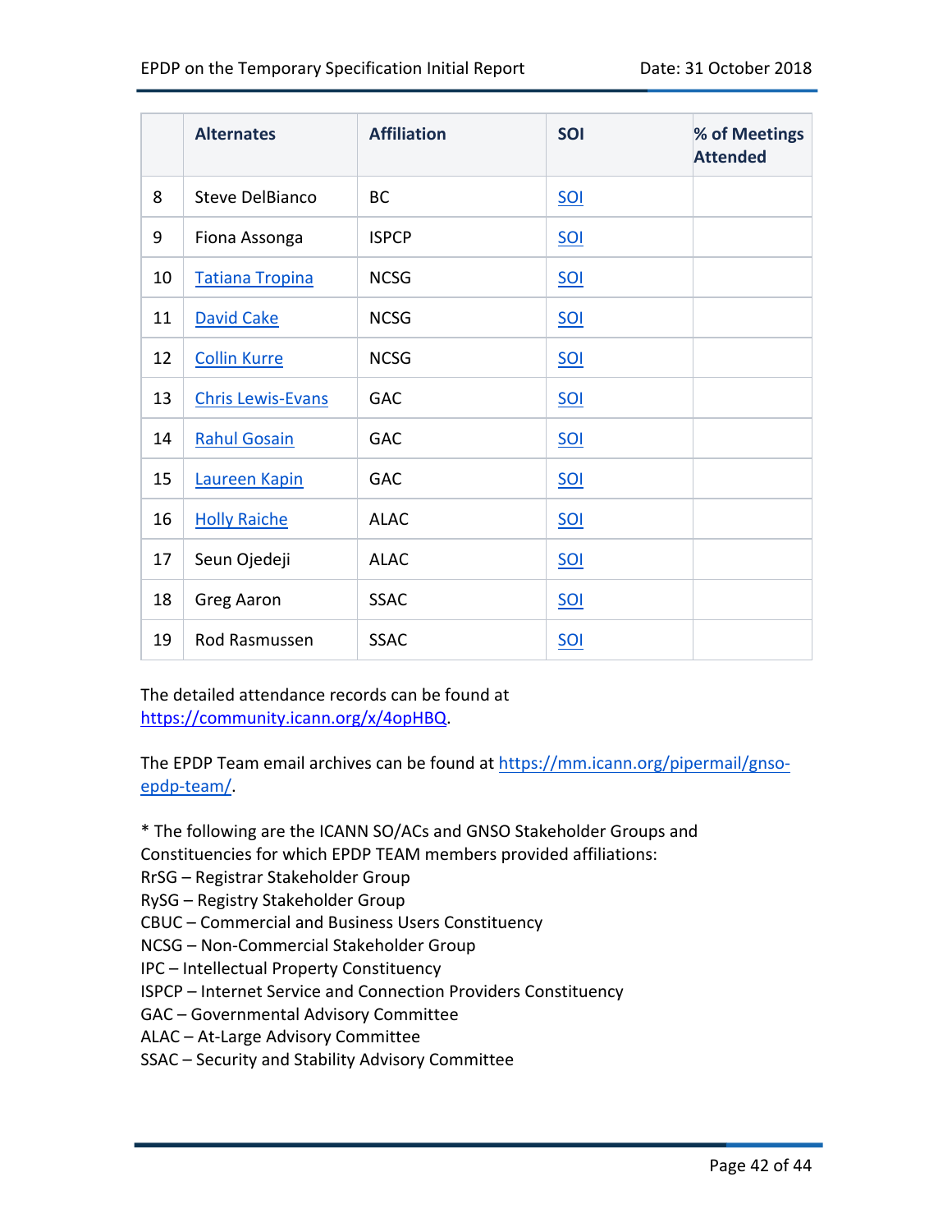|  | Alternates | Affiliation | SOI | % of Meetings Attended |
|---|---|---|---|---|
| 8 | Steve DelBianco | BC | SOI | |
| 9 | Fiona Assonga | ISPCP | SOI | |
| 10 | Tatiana Tropina | NCSG | SOI | |
| 11 | David Cake | NCSG | SOI | |
| 12 | Collin Kurre | NCSG | SOI | |
| 13 | Chris Lewis-Evans | GAC | SOI | |
| 14 | Rahul Gosain | GAC | SOI | |
| 15 | Laureen Kapin | GAC | SOI | |
| 16 | Holly Raiche | ALAC | SOI | |
| 17 | Seun Ojedeji | ALAC | SOI | |
| 18 | Greg Aaron | SSAC | SOI | |
| 19 | Rod Rasmussen | SSAC | SOI | |

The detailed attendance records can be found at https://community.icann.org/x/4opHBQ.

The EPDP Team email archives can be found at https://mm.icann.org/pipermail/gnso-epdp-team/.

* The following are the ICANN SO/ACs and GNSO Stakeholder Groups and Constituencies for which EPDP TEAM members provided affiliations:
RrSG – Registrar Stakeholder Group
RySG – Registry Stakeholder Group
CBUC – Commercial and Business Users Constituency
NCSG – Non-Commercial Stakeholder Group
IPC – Intellectual Property Constituency
ISPCP – Internet Service and Connection Providers Constituency
GAC – Governmental Advisory Committee
ALAC – At-Large Advisory Committee
SSAC – Security and Stability Advisory Committee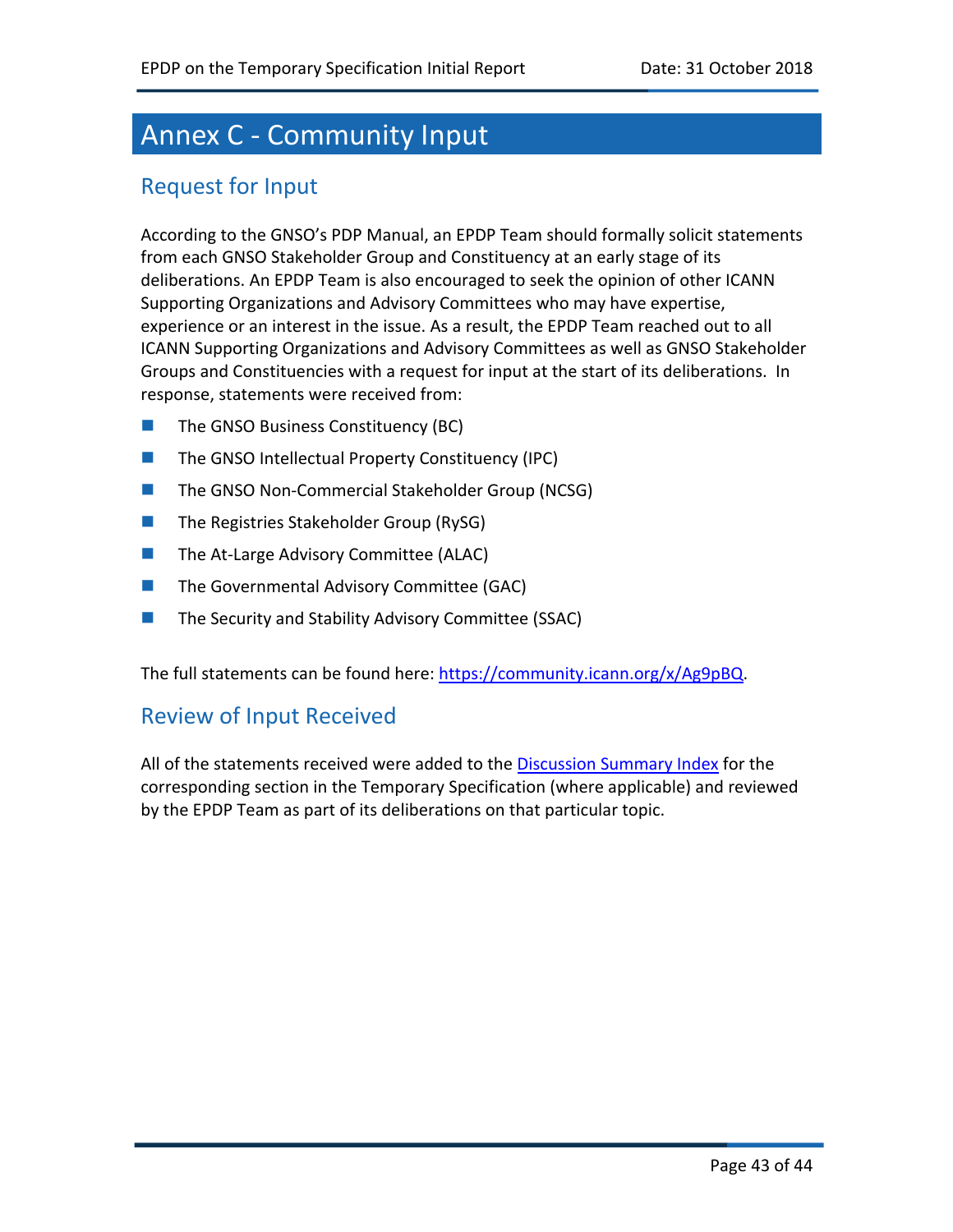# Annex C - Community Input

## Request for Input

According to the GNSO's PDP Manual, an EPDP Team should formally solicit statements from each GNSO Stakeholder Group and Constituency at an early stage of its deliberations. An EPDP Team is also encouraged to seek the opinion of other ICANN Supporting Organizations and Advisory Committees who may have expertise, experience or an interest in the issue. As a result, the EPDP Team reached out to all ICANN Supporting Organizations and Advisory Committees as well as GNSO Stakeholder Groups and Constituencies with a request for input at the start of its deliberations. In response, statements were received from:

- The GNSO Business Constituency (BC)
- The GNSO Intellectual Property Constituency (IPC)
- The GNSO Non-Commercial Stakeholder Group (NCSG)
- The Registries Stakeholder Group (RySG)
- The At-Large Advisory Committee (ALAC)
- The Governmental Advisory Committee (GAC)
- The Security and Stability Advisory Committee (SSAC)

The full statements can be found here: https://community.icann.org/x/Ag9pBQ.

## Review of Input Received

All of the statements received were added to the Discussion Summary Index for the corresponding section in the Temporary Specification (where applicable) and reviewed by the EPDP Team as part of its deliberations on that particular topic.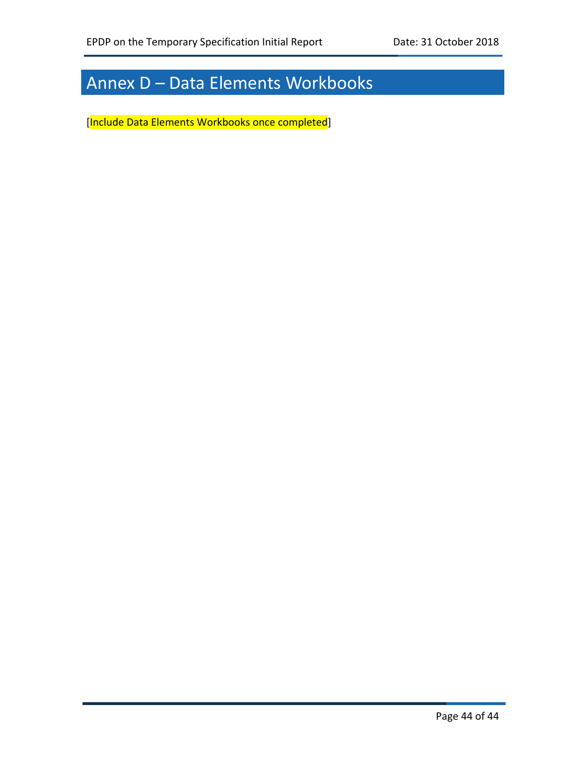# Annex D – Data Elements Workbooks

[Include Data Elements Workbooks once completed]